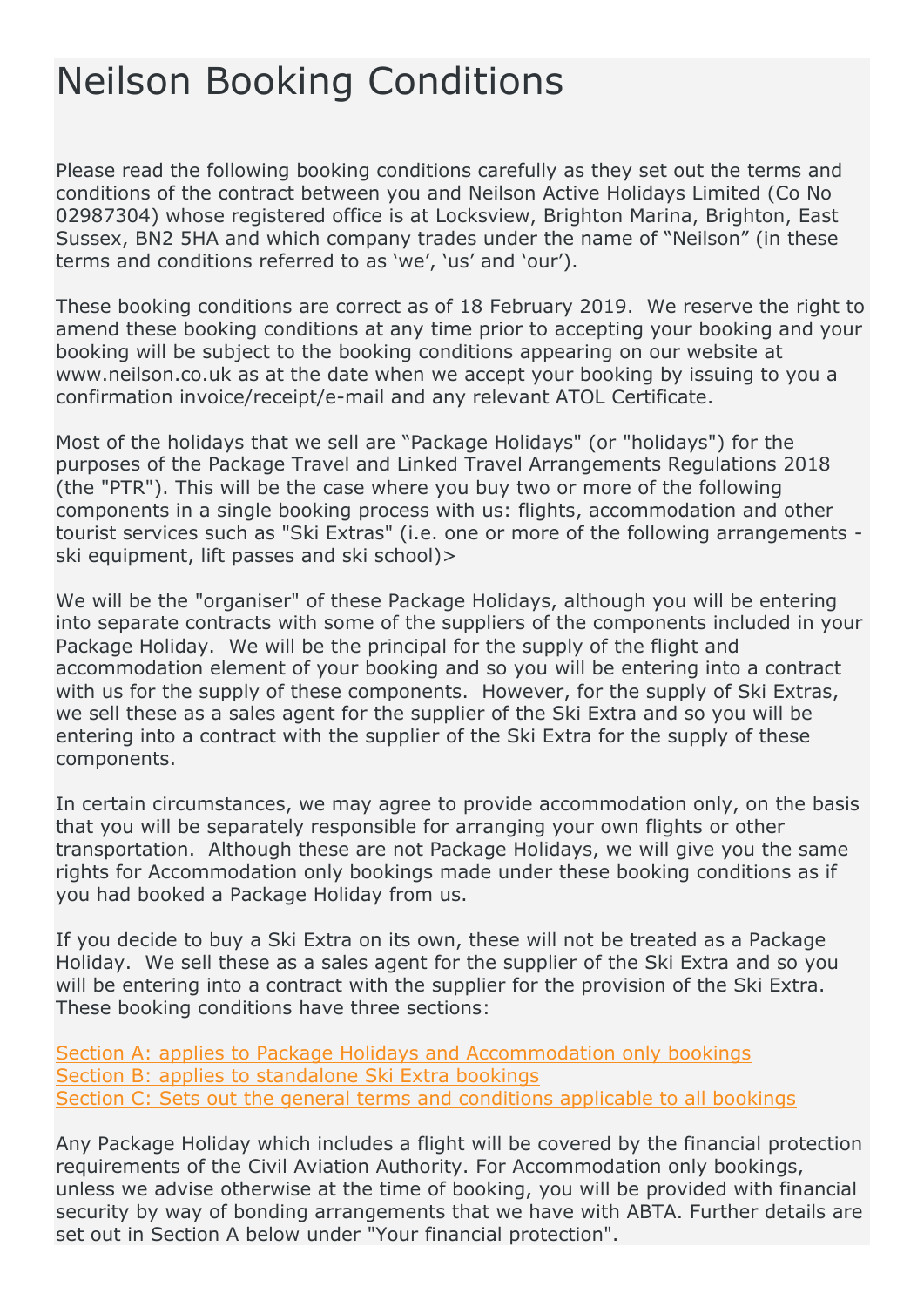# Neilson Booking Conditions

Please read the following booking conditions carefully as they set out the terms and conditions of the contract between you and Neilson Active Holidays Limited (Co No 02987304) whose registered office is at Locksview, Brighton Marina, Brighton, East Sussex, BN2 5HA and which company trades under the name of "Neilson" (in these terms and conditions referred to as 'we', 'us' and 'our').

These booking conditions are correct as of 18 February 2019. We reserve the right to amend these booking conditions at any time prior to accepting your booking and your booking will be subject to the booking conditions appearing on our website at www.neilson.co.uk as at the date when we accept your booking by issuing to you a confirmation invoice/receipt/e-mail and any relevant ATOL Certificate.

Most of the holidays that we sell are "Package Holidays" (or "holidays") for the purposes of the Package Travel and Linked Travel Arrangements Regulations 2018 (the "PTR"). This will be the case where you buy two or more of the following components in a single booking process with us: flights, accommodation and other tourist services such as "Ski Extras" (i.e. one or more of the following arrangements - ski equipment, lift passes and ski school)>

We will be the "organiser" of these Package Holidays, although you will be entering into separate contracts with some of the suppliers of the components included in your Package Holiday. We will be the principal for the supply of the flight and accommodation element of your booking and so you will be entering into a contract with us for the supply of these components. However, for the supply of Ski Extras, we sell these as a sales agent for the supplier of the Ski Extra and so you will be entering into a contract with the supplier of the Ski Extra for the supply of these components.

In certain circumstances, we may agree to provide accommodation only, on the basis that you will be separately responsible for arranging your own flights or other transportation. Although these are not Package Holidays, we will give you the same rights for Accommodation only bookings made under these booking conditions as if you had booked a Package Holiday from us.

If you decide to buy a Ski Extra on its own, these will not be treated as a Package Holiday. We sell these as a sales agent for the supplier of the Ski Extra and so you will be entering into a contract with the supplier for the provision of the Ski Extra. These booking conditions have three sections:

Section A: applies to Package Holidays and Accommodation only bookings
Section B: applies to standalone Ski Extra bookings
Section C: Sets out the general terms and conditions applicable to all bookings

Any Package Holiday which includes a flight will be covered by the financial protection requirements of the Civil Aviation Authority. For Accommodation only bookings, unless we advise otherwise at the time of booking, you will be provided with financial security by way of bonding arrangements that we have with ABTA. Further details are set out in Section A below under "Your financial protection".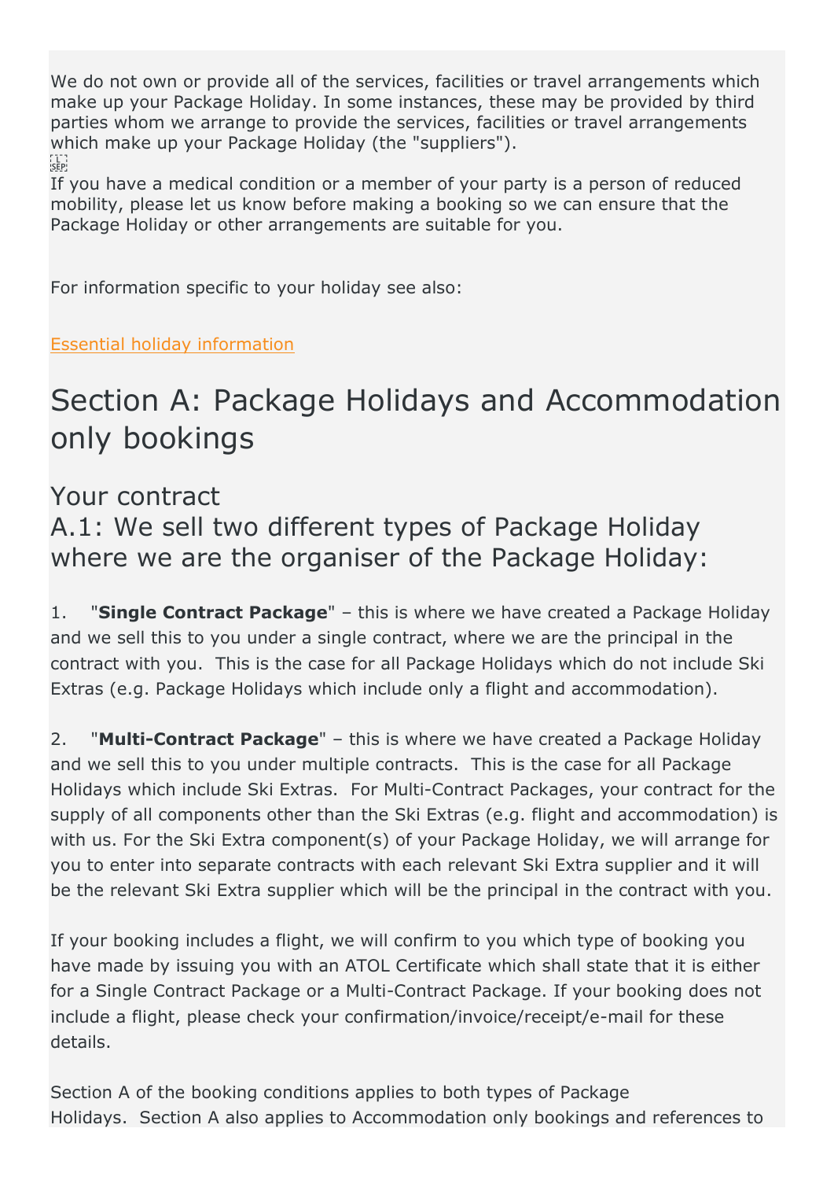We do not own or provide all of the services, facilities or travel arrangements which make up your Package Holiday. In some instances, these may be provided by third parties whom we arrange to provide the services, facilities or travel arrangements which make up your Package Holiday (the "suppliers").

If you have a medical condition or a member of your party is a person of reduced mobility, please let us know before making a booking so we can ensure that the Package Holiday or other arrangements are suitable for you.

For information specific to your holiday see also:

Essential holiday information

# Section A: Package Holidays and Accommodation only bookings

## Your contract

## A.1: We sell two different types of Package Holiday where we are the organiser of the Package Holiday:

1. "**Single Contract Package**" – this is where we have created a Package Holiday and we sell this to you under a single contract, where we are the principal in the contract with you. This is the case for all Package Holidays which do not include Ski Extras (e.g. Package Holidays which include only a flight and accommodation).

2. "**Multi-Contract Package**" – this is where we have created a Package Holiday and we sell this to you under multiple contracts. This is the case for all Package Holidays which include Ski Extras. For Multi-Contract Packages, your contract for the supply of all components other than the Ski Extras (e.g. flight and accommodation) is with us. For the Ski Extra component(s) of your Package Holiday, we will arrange for you to enter into separate contracts with each relevant Ski Extra supplier and it will be the relevant Ski Extra supplier which will be the principal in the contract with you.

If your booking includes a flight, we will confirm to you which type of booking you have made by issuing you with an ATOL Certificate which shall state that it is either for a Single Contract Package or a Multi-Contract Package. If your booking does not include a flight, please check your confirmation/invoice/receipt/e-mail for these details.

Section A of the booking conditions applies to both types of Package Holidays. Section A also applies to Accommodation only bookings and references to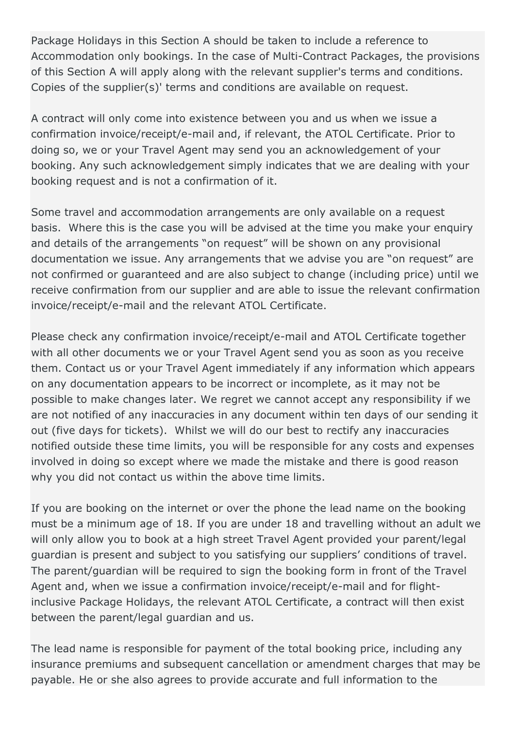Package Holidays in this Section A should be taken to include a reference to Accommodation only bookings. In the case of Multi-Contract Packages, the provisions of this Section A will apply along with the relevant supplier's terms and conditions. Copies of the supplier(s)' terms and conditions are available on request.

A contract will only come into existence between you and us when we issue a confirmation invoice/receipt/e-mail and, if relevant, the ATOL Certificate. Prior to doing so, we or your Travel Agent may send you an acknowledgement of your booking. Any such acknowledgement simply indicates that we are dealing with your booking request and is not a confirmation of it.

Some travel and accommodation arrangements are only available on a request basis. Where this is the case you will be advised at the time you make your enquiry and details of the arrangements "on request" will be shown on any provisional documentation we issue. Any arrangements that we advise you are "on request" are not confirmed or guaranteed and are also subject to change (including price) until we receive confirmation from our supplier and are able to issue the relevant confirmation invoice/receipt/e-mail and the relevant ATOL Certificate.

Please check any confirmation invoice/receipt/e-mail and ATOL Certificate together with all other documents we or your Travel Agent send you as soon as you receive them. Contact us or your Travel Agent immediately if any information which appears on any documentation appears to be incorrect or incomplete, as it may not be possible to make changes later. We regret we cannot accept any responsibility if we are not notified of any inaccuracies in any document within ten days of our sending it out (five days for tickets). Whilst we will do our best to rectify any inaccuracies notified outside these time limits, you will be responsible for any costs and expenses involved in doing so except where we made the mistake and there is good reason why you did not contact us within the above time limits.

If you are booking on the internet or over the phone the lead name on the booking must be a minimum age of 18. If you are under 18 and travelling without an adult we will only allow you to book at a high street Travel Agent provided your parent/legal guardian is present and subject to you satisfying our suppliers' conditions of travel. The parent/guardian will be required to sign the booking form in front of the Travel Agent and, when we issue a confirmation invoice/receipt/e-mail and for flight-inclusive Package Holidays, the relevant ATOL Certificate, a contract will then exist between the parent/legal guardian and us.

The lead name is responsible for payment of the total booking price, including any insurance premiums and subsequent cancellation or amendment charges that may be payable. He or she also agrees to provide accurate and full information to the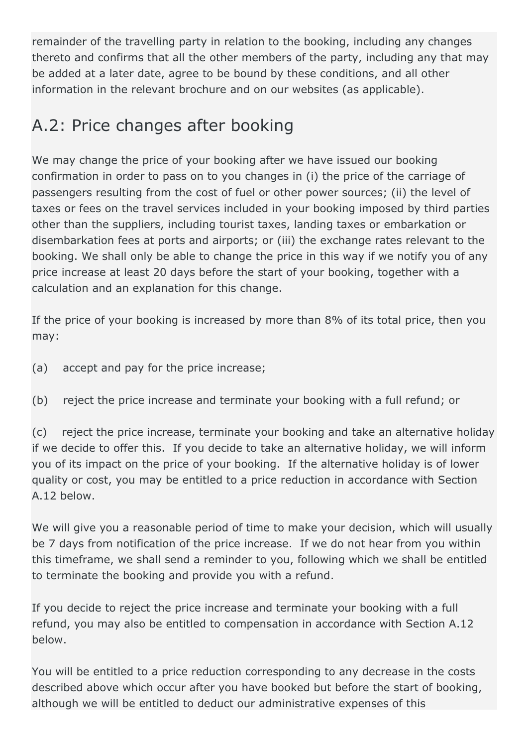remainder of the travelling party in relation to the booking, including any changes thereto and confirms that all the other members of the party, including any that may be added at a later date, agree to be bound by these conditions, and all other information in the relevant brochure and on our websites (as applicable).

## A.2: Price changes after booking

We may change the price of your booking after we have issued our booking confirmation in order to pass on to you changes in (i) the price of the carriage of passengers resulting from the cost of fuel or other power sources; (ii) the level of taxes or fees on the travel services included in your booking imposed by third parties other than the suppliers, including tourist taxes, landing taxes or embarkation or disembarkation fees at ports and airports; or (iii) the exchange rates relevant to the booking. We shall only be able to change the price in this way if we notify you of any price increase at least 20 days before the start of your booking, together with a calculation and an explanation for this change.

If the price of your booking is increased by more than 8% of its total price, then you may:

(a) accept and pay for the price increase;

(b) reject the price increase and terminate your booking with a full refund; or

(c) reject the price increase, terminate your booking and take an alternative holiday if we decide to offer this. If you decide to take an alternative holiday, we will inform you of its impact on the price of your booking. If the alternative holiday is of lower quality or cost, you may be entitled to a price reduction in accordance with Section A.12 below.

We will give you a reasonable period of time to make your decision, which will usually be 7 days from notification of the price increase. If we do not hear from you within this timeframe, we shall send a reminder to you, following which we shall be entitled to terminate the booking and provide you with a refund.

If you decide to reject the price increase and terminate your booking with a full refund, you may also be entitled to compensation in accordance with Section A.12 below.

You will be entitled to a price reduction corresponding to any decrease in the costs described above which occur after you have booked but before the start of booking, although we will be entitled to deduct our administrative expenses of this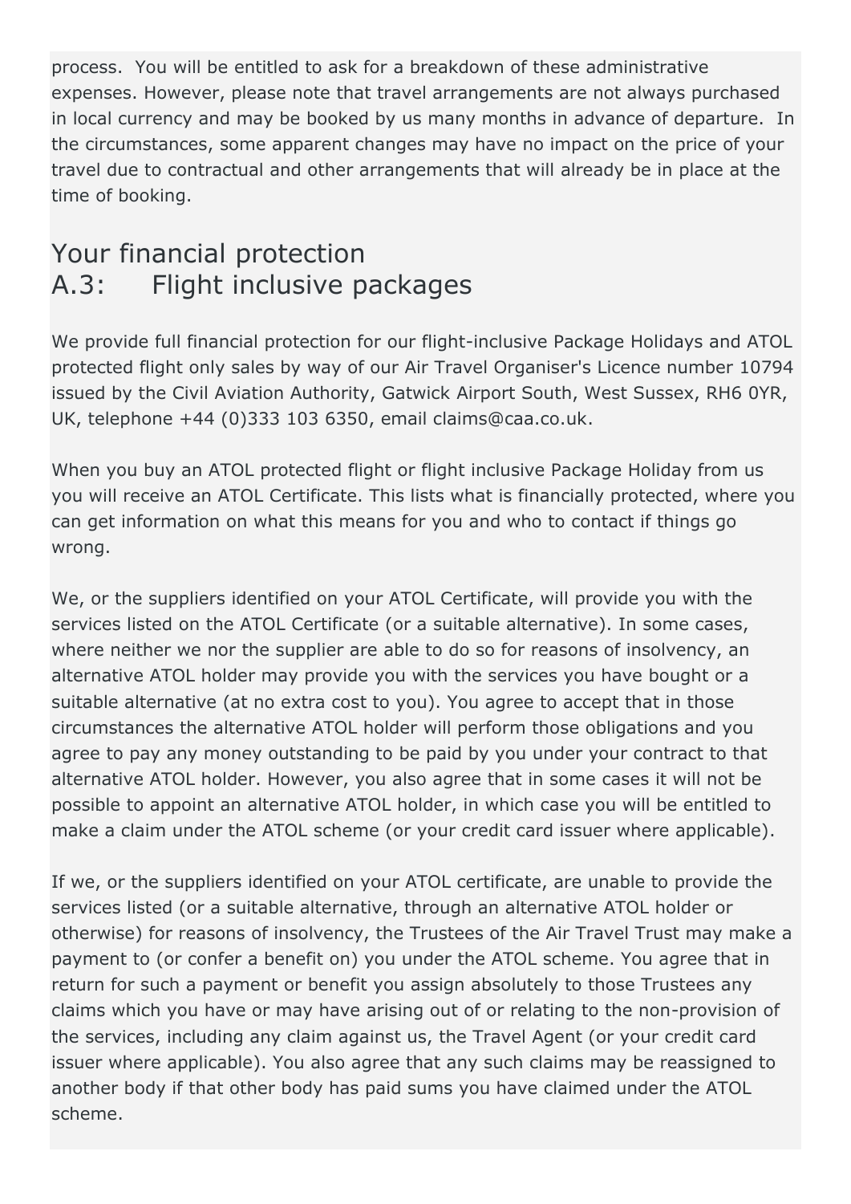process.  You will be entitled to ask for a breakdown of these administrative expenses. However, please note that travel arrangements are not always purchased in local currency and may be booked by us many months in advance of departure.  In the circumstances, some apparent changes may have no impact on the price of your travel due to contractual and other arrangements that will already be in place at the time of booking.

## Your financial protection
## A.3: Flight inclusive packages

We provide full financial protection for our flight-inclusive Package Holidays and ATOL protected flight only sales by way of our Air Travel Organiser's Licence number 10794 issued by the Civil Aviation Authority, Gatwick Airport South, West Sussex, RH6 0YR, UK, telephone +44 (0)333 103 6350, email claims@caa.co.uk.

When you buy an ATOL protected flight or flight inclusive Package Holiday from us you will receive an ATOL Certificate. This lists what is financially protected, where you can get information on what this means for you and who to contact if things go wrong.

We, or the suppliers identified on your ATOL Certificate, will provide you with the services listed on the ATOL Certificate (or a suitable alternative). In some cases, where neither we nor the supplier are able to do so for reasons of insolvency, an alternative ATOL holder may provide you with the services you have bought or a suitable alternative (at no extra cost to you). You agree to accept that in those circumstances the alternative ATOL holder will perform those obligations and you agree to pay any money outstanding to be paid by you under your contract to that alternative ATOL holder. However, you also agree that in some cases it will not be possible to appoint an alternative ATOL holder, in which case you will be entitled to make a claim under the ATOL scheme (or your credit card issuer where applicable).

If we, or the suppliers identified on your ATOL certificate, are unable to provide the services listed (or a suitable alternative, through an alternative ATOL holder or otherwise) for reasons of insolvency, the Trustees of the Air Travel Trust may make a payment to (or confer a benefit on) you under the ATOL scheme. You agree that in return for such a payment or benefit you assign absolutely to those Trustees any claims which you have or may have arising out of or relating to the non-provision of the services, including any claim against us, the Travel Agent (or your credit card issuer where applicable). You also agree that any such claims may be reassigned to another body if that other body has paid sums you have claimed under the ATOL scheme.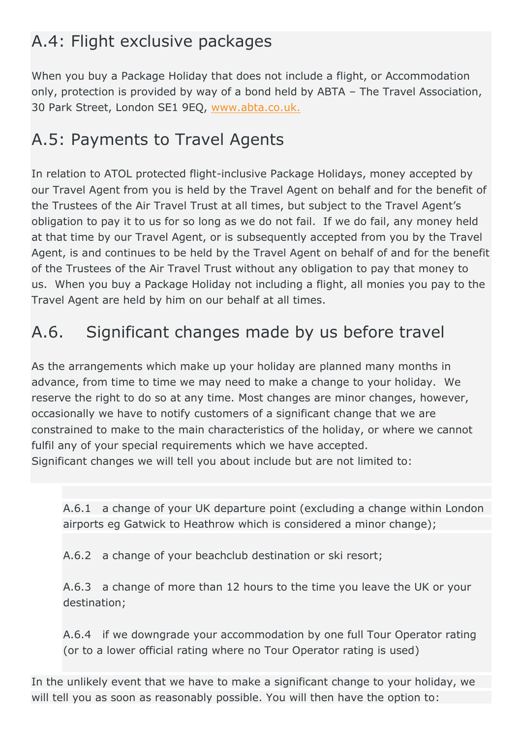## A.4: Flight exclusive packages

When you buy a Package Holiday that does not include a flight, or Accommodation only, protection is provided by way of a bond held by ABTA – The Travel Association, 30 Park Street, London SE1 9EQ, [www.abta.co.uk.](www.abta.co.uk)

## A.5: Payments to Travel Agents

In relation to ATOL protected flight-inclusive Package Holidays, money accepted by our Travel Agent from you is held by the Travel Agent on behalf and for the benefit of the Trustees of the Air Travel Trust at all times, but subject to the Travel Agent's obligation to pay it to us for so long as we do not fail. If we do fail, any money held at that time by our Travel Agent, or is subsequently accepted from you by the Travel Agent, is and continues to be held by the Travel Agent on behalf of and for the benefit of the Trustees of the Air Travel Trust without any obligation to pay that money to us. When you buy a Package Holiday not including a flight, all monies you pay to the Travel Agent are held by him on our behalf at all times.

## A.6. Significant changes made by us before travel

As the arrangements which make up your holiday are planned many months in advance, from time to time we may need to make a change to your holiday. We reserve the right to do so at any time. Most changes are minor changes, however, occasionally we have to notify customers of a significant change that we are constrained to make to the main characteristics of the holiday, or where we cannot fulfil any of your special requirements which we have accepted.
Significant changes we will tell you about include but are not limited to:

A.6.1 a change of your UK departure point (excluding a change within London airports eg Gatwick to Heathrow which is considered a minor change);

A.6.2 a change of your beachclub destination or ski resort;

A.6.3 a change of more than 12 hours to the time you leave the UK or your destination;

A.6.4 if we downgrade your accommodation by one full Tour Operator rating (or to a lower official rating where no Tour Operator rating is used)

In the unlikely event that we have to make a significant change to your holiday, we will tell you as soon as reasonably possible. You will then have the option to: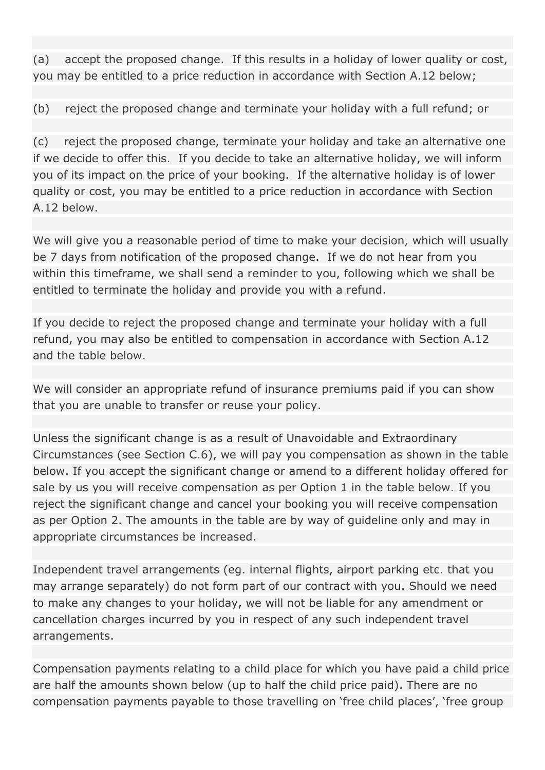(a) accept the proposed change. If this results in a holiday of lower quality or cost, you may be entitled to a price reduction in accordance with Section A.12 below;

(b) reject the proposed change and terminate your holiday with a full refund; or

(c) reject the proposed change, terminate your holiday and take an alternative one if we decide to offer this. If you decide to take an alternative holiday, we will inform you of its impact on the price of your booking. If the alternative holiday is of lower quality or cost, you may be entitled to a price reduction in accordance with Section A.12 below.

We will give you a reasonable period of time to make your decision, which will usually be 7 days from notification of the proposed change. If we do not hear from you within this timeframe, we shall send a reminder to you, following which we shall be entitled to terminate the holiday and provide you with a refund.

If you decide to reject the proposed change and terminate your holiday with a full refund, you may also be entitled to compensation in accordance with Section A.12 and the table below.

We will consider an appropriate refund of insurance premiums paid if you can show that you are unable to transfer or reuse your policy.

Unless the significant change is as a result of Unavoidable and Extraordinary Circumstances (see Section C.6), we will pay you compensation as shown in the table below. If you accept the significant change or amend to a different holiday offered for sale by us you will receive compensation as per Option 1 in the table below. If you reject the significant change and cancel your booking you will receive compensation as per Option 2. The amounts in the table are by way of guideline only and may in appropriate circumstances be increased.

Independent travel arrangements (eg. internal flights, airport parking etc. that you may arrange separately) do not form part of our contract with you. Should we need to make any changes to your holiday, we will not be liable for any amendment or cancellation charges incurred by you in respect of any such independent travel arrangements.

Compensation payments relating to a child place for which you have paid a child price are half the amounts shown below (up to half the child price paid). There are no compensation payments payable to those travelling on 'free child places', 'free group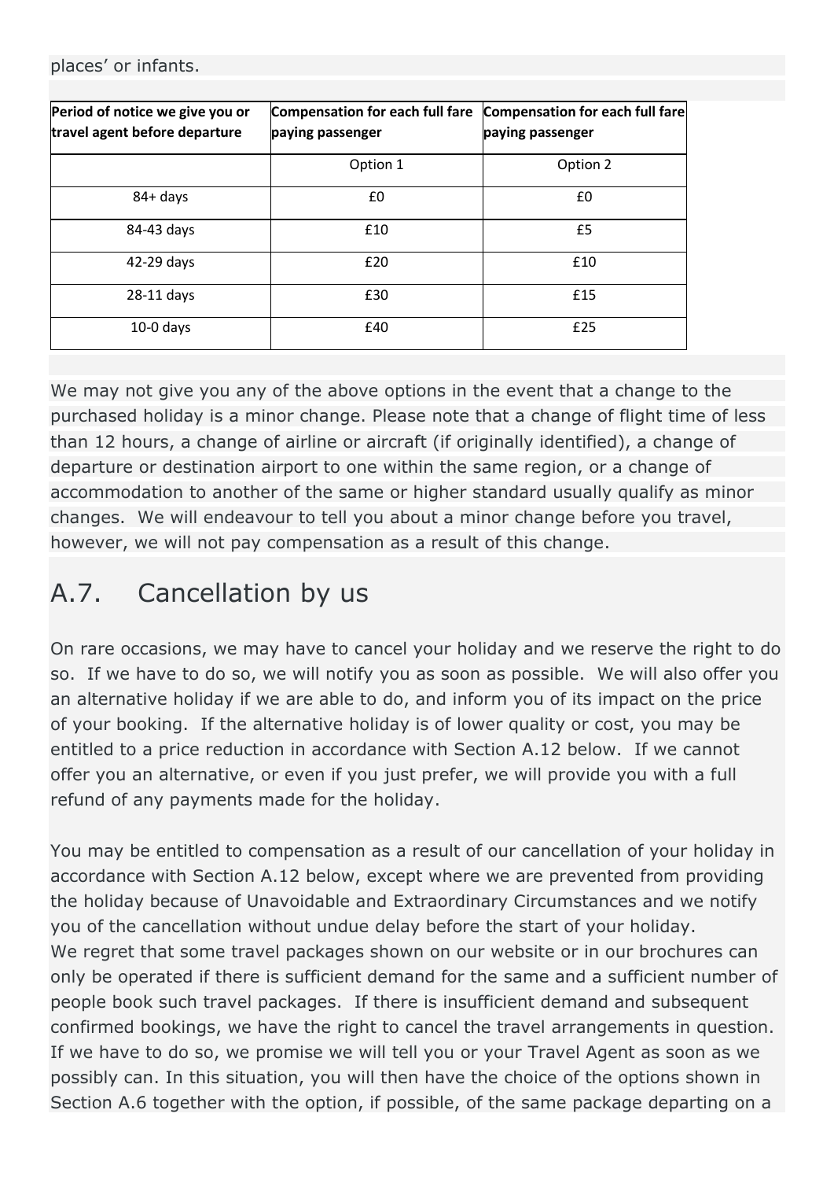places' or infants.

| Period of notice we give you or travel agent before departure | Compensation for each full fare paying passenger | Compensation for each full fare paying passenger |
|---|---|---|
| | Option 1 | Option 2 |
| 84+ days | £0 | £0 |
| 84-43 days | £10 | £5 |
| 42-29 days | £20 | £10 |
| 28-11 days | £30 | £15 |
| 10-0 days | £40 | £25 |

We may not give you any of the above options in the event that a change to the purchased holiday is a minor change. Please note that a change of flight time of less than 12 hours, a change of airline or aircraft (if originally identified), a change of departure or destination airport to one within the same region, or a change of accommodation to another of the same or higher standard usually qualify as minor changes. We will endeavour to tell you about a minor change before you travel, however, we will not pay compensation as a result of this change.

## A.7. Cancellation by us

On rare occasions, we may have to cancel your holiday and we reserve the right to do so. If we have to do so, we will notify you as soon as possible. We will also offer you an alternative holiday if we are able to do, and inform you of its impact on the price of your booking. If the alternative holiday is of lower quality or cost, you may be entitled to a price reduction in accordance with Section A.12 below. If we cannot offer you an alternative, or even if you just prefer, we will provide you with a full refund of any payments made for the holiday.

You may be entitled to compensation as a result of our cancellation of your holiday in accordance with Section A.12 below, except where we are prevented from providing the holiday because of Unavoidable and Extraordinary Circumstances and we notify you of the cancellation without undue delay before the start of your holiday.
We regret that some travel packages shown on our website or in our brochures can only be operated if there is sufficient demand for the same and a sufficient number of people book such travel packages. If there is insufficient demand and subsequent confirmed bookings, we have the right to cancel the travel arrangements in question. If we have to do so, we promise we will tell you or your Travel Agent as soon as we possibly can. In this situation, you will then have the choice of the options shown in Section A.6 together with the option, if possible, of the same package departing on a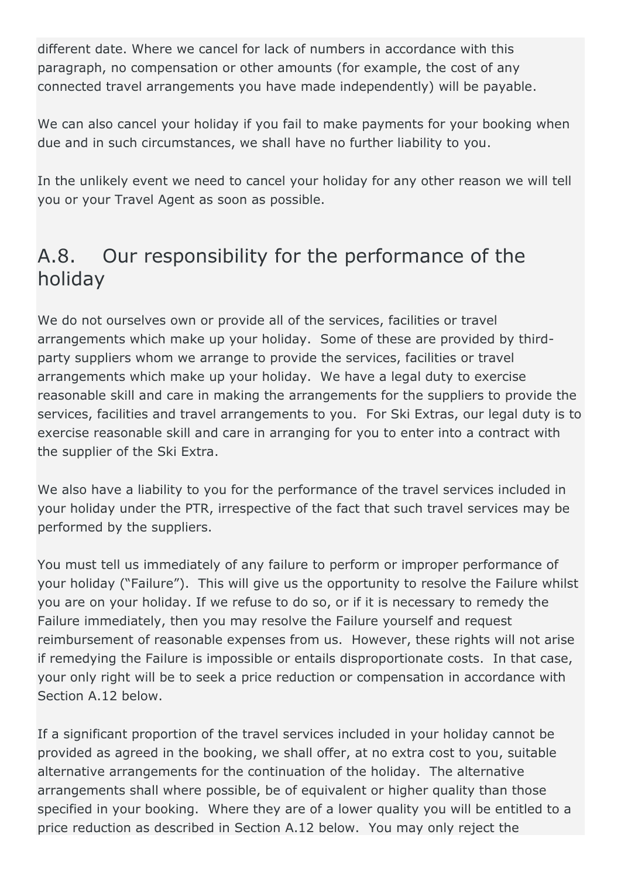different date. Where we cancel for lack of numbers in accordance with this paragraph, no compensation or other amounts (for example, the cost of any connected travel arrangements you have made independently) will be payable.

We can also cancel your holiday if you fail to make payments for your booking when due and in such circumstances, we shall have no further liability to you.

In the unlikely event we need to cancel your holiday for any other reason we will tell you or your Travel Agent as soon as possible.

## A.8. Our responsibility for the performance of the holiday

We do not ourselves own or provide all of the services, facilities or travel arrangements which make up your holiday. Some of these are provided by third-party suppliers whom we arrange to provide the services, facilities or travel arrangements which make up your holiday. We have a legal duty to exercise reasonable skill and care in making the arrangements for the suppliers to provide the services, facilities and travel arrangements to you. For Ski Extras, our legal duty is to exercise reasonable skill and care in arranging for you to enter into a contract with the supplier of the Ski Extra.

We also have a liability to you for the performance of the travel services included in your holiday under the PTR, irrespective of the fact that such travel services may be performed by the suppliers.

You must tell us immediately of any failure to perform or improper performance of your holiday ("Failure"). This will give us the opportunity to resolve the Failure whilst you are on your holiday. If we refuse to do so, or if it is necessary to remedy the Failure immediately, then you may resolve the Failure yourself and request reimbursement of reasonable expenses from us. However, these rights will not arise if remedying the Failure is impossible or entails disproportionate costs. In that case, your only right will be to seek a price reduction or compensation in accordance with Section A.12 below.

If a significant proportion of the travel services included in your holiday cannot be provided as agreed in the booking, we shall offer, at no extra cost to you, suitable alternative arrangements for the continuation of the holiday. The alternative arrangements shall where possible, be of equivalent or higher quality than those specified in your booking. Where they are of a lower quality you will be entitled to a price reduction as described in Section A.12 below. You may only reject the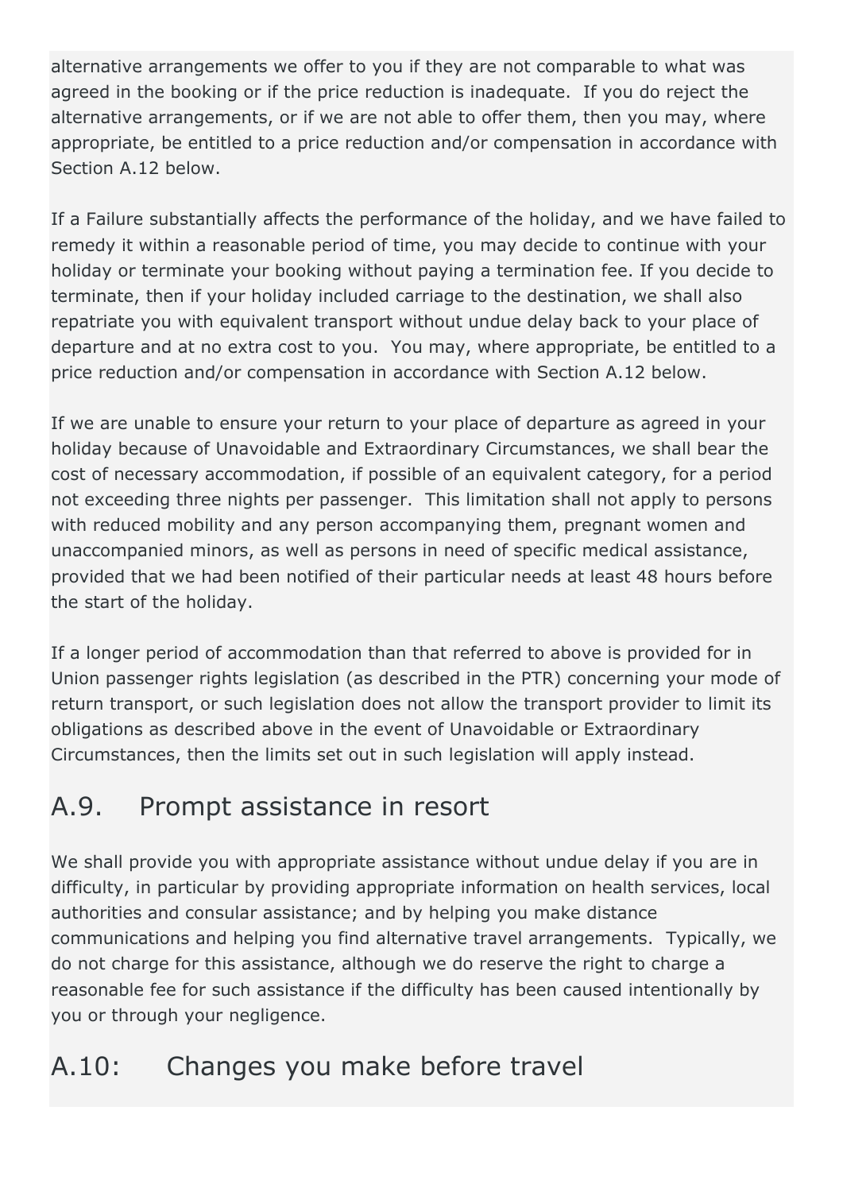alternative arrangements we offer to you if they are not comparable to what was agreed in the booking or if the price reduction is inadequate. If you do reject the alternative arrangements, or if we are not able to offer them, then you may, where appropriate, be entitled to a price reduction and/or compensation in accordance with Section A.12 below.

If a Failure substantially affects the performance of the holiday, and we have failed to remedy it within a reasonable period of time, you may decide to continue with your holiday or terminate your booking without paying a termination fee. If you decide to terminate, then if your holiday included carriage to the destination, we shall also repatriate you with equivalent transport without undue delay back to your place of departure and at no extra cost to you. You may, where appropriate, be entitled to a price reduction and/or compensation in accordance with Section A.12 below.

If we are unable to ensure your return to your place of departure as agreed in your holiday because of Unavoidable and Extraordinary Circumstances, we shall bear the cost of necessary accommodation, if possible of an equivalent category, for a period not exceeding three nights per passenger. This limitation shall not apply to persons with reduced mobility and any person accompanying them, pregnant women and unaccompanied minors, as well as persons in need of specific medical assistance, provided that we had been notified of their particular needs at least 48 hours before the start of the holiday.

If a longer period of accommodation than that referred to above is provided for in Union passenger rights legislation (as described in the PTR) concerning your mode of return transport, or such legislation does not allow the transport provider to limit its obligations as described above in the event of Unavoidable or Extraordinary Circumstances, then the limits set out in such legislation will apply instead.

## A.9. Prompt assistance in resort

We shall provide you with appropriate assistance without undue delay if you are in difficulty, in particular by providing appropriate information on health services, local authorities and consular assistance; and by helping you make distance communications and helping you find alternative travel arrangements. Typically, we do not charge for this assistance, although we do reserve the right to charge a reasonable fee for such assistance if the difficulty has been caused intentionally by you or through your negligence.

## A.10: Changes you make before travel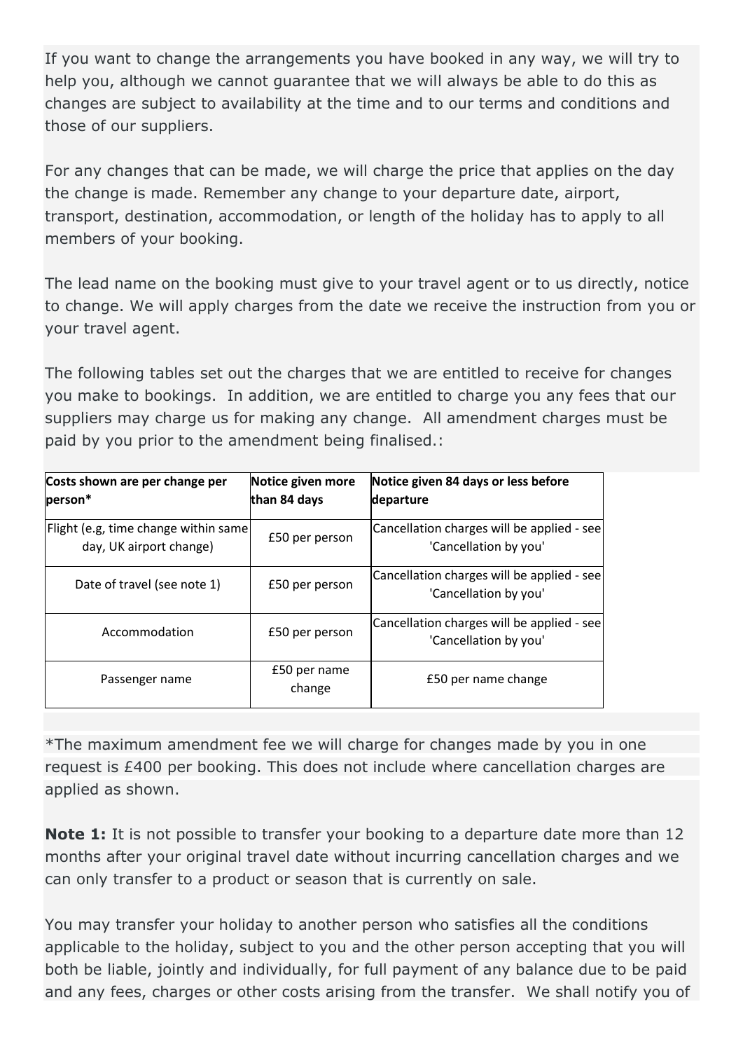If you want to change the arrangements you have booked in any way, we will try to help you, although we cannot guarantee that we will always be able to do this as changes are subject to availability at the time and to our terms and conditions and those of our suppliers.

For any changes that can be made, we will charge the price that applies on the day the change is made. Remember any change to your departure date, airport, transport, destination, accommodation, or length of the holiday has to apply to all members of your booking.

The lead name on the booking must give to your travel agent or to us directly, notice to change. We will apply charges from the date we receive the instruction from you or your travel agent.

The following tables set out the charges that we are entitled to receive for changes you make to bookings. In addition, we are entitled to charge you any fees that our suppliers may charge us for making any change. All amendment charges must be paid by you prior to the amendment being finalised.:

| Costs shown are per change per person* | Notice given more than 84 days | Notice given 84 days or less before departure |
|---|---|---|
| Flight (e.g, time change within same day, UK airport change) | £50 per person | Cancellation charges will be applied - see 'Cancellation by you' |
| Date of travel (see note 1) | £50 per person | Cancellation charges will be applied - see 'Cancellation by you' |
| Accommodation | £50 per person | Cancellation charges will be applied - see 'Cancellation by you' |
| Passenger name | £50 per name change | £50 per name change |

*The maximum amendment fee we will charge for changes made by you in one request is £400 per booking. This does not include where cancellation charges are applied as shown.

**Note 1:** It is not possible to transfer your booking to a departure date more than 12 months after your original travel date without incurring cancellation charges and we can only transfer to a product or season that is currently on sale.

You may transfer your holiday to another person who satisfies all the conditions applicable to the holiday, subject to you and the other person accepting that you will both be liable, jointly and individually, for full payment of any balance due to be paid and any fees, charges or other costs arising from the transfer. We shall notify you of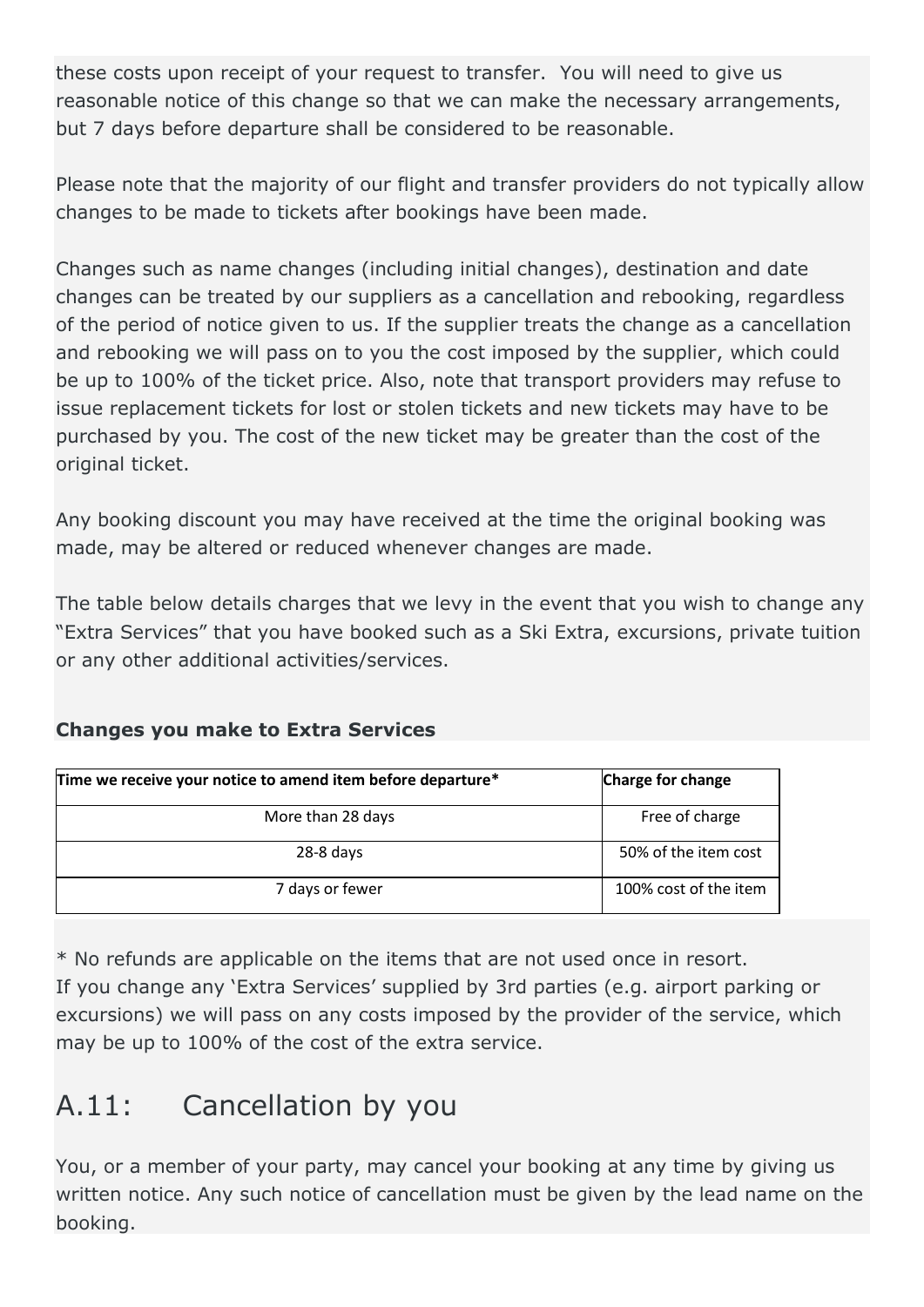these costs upon receipt of your request to transfer.  You will need to give us reasonable notice of this change so that we can make the necessary arrangements, but 7 days before departure shall be considered to be reasonable.

Please note that the majority of our flight and transfer providers do not typically allow changes to be made to tickets after bookings have been made.

Changes such as name changes (including initial changes), destination and date changes can be treated by our suppliers as a cancellation and rebooking, regardless of the period of notice given to us. If the supplier treats the change as a cancellation and rebooking we will pass on to you the cost imposed by the supplier, which could be up to 100% of the ticket price. Also, note that transport providers may refuse to issue replacement tickets for lost or stolen tickets and new tickets may have to be purchased by you. The cost of the new ticket may be greater than the cost of the original ticket.

Any booking discount you may have received at the time the original booking was made, may be altered or reduced whenever changes are made.

The table below details charges that we levy in the event that you wish to change any "Extra Services" that you have booked such as a Ski Extra, excursions, private tuition or any other additional activities/services.

**Changes you make to Extra Services**

| Time we receive your notice to amend item before departure* | Charge for change |
|---|---|
| More than 28 days | Free of charge |
| 28-8 days | 50% of the item cost |
| 7 days or fewer | 100% cost of the item |

* No refunds are applicable on the items that are not used once in resort.
If you change any 'Extra Services' supplied by 3rd parties (e.g. airport parking or excursions) we will pass on any costs imposed by the provider of the service, which may be up to 100% of the cost of the extra service.

## A.11: Cancellation by you

You, or a member of your party, may cancel your booking at any time by giving us written notice. Any such notice of cancellation must be given by the lead name on the booking.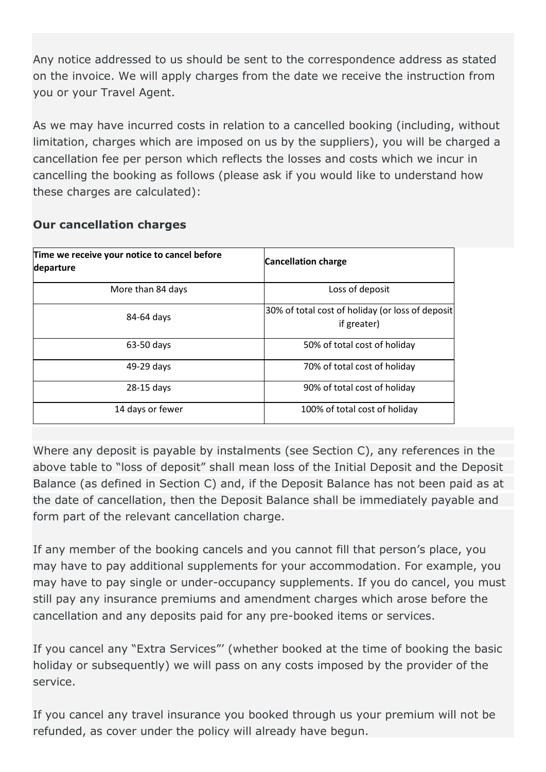Any notice addressed to us should be sent to the correspondence address as stated on the invoice. We will apply charges from the date we receive the instruction from you or your Travel Agent.

As we may have incurred costs in relation to a cancelled booking (including, without limitation, charges which are imposed on us by the suppliers), you will be charged a cancellation fee per person which reflects the losses and costs which we incur in cancelling the booking as follows (please ask if you would like to understand how these charges are calculated):

**Our cancellation charges**

| Time we receive your notice to cancel before departure | Cancellation charge |
| --- | --- |
| More than 84 days | Loss of deposit |
| 84-64 days | 30% of total cost of holiday (or loss of deposit if greater) |
| 63-50 days | 50% of total cost of holiday |
| 49-29 days | 70% of total cost of holiday |
| 28-15 days | 90% of total cost of holiday |
| 14 days or fewer | 100% of total cost of holiday |

Where any deposit is payable by instalments (see Section C), any references in the above table to "loss of deposit" shall mean loss of the Initial Deposit and the Deposit Balance (as defined in Section C) and, if the Deposit Balance has not been paid as at the date of cancellation, then the Deposit Balance shall be immediately payable and form part of the relevant cancellation charge.

If any member of the booking cancels and you cannot fill that person's place, you may have to pay additional supplements for your accommodation. For example, you may have to pay single or under-occupancy supplements. If you do cancel, you must still pay any insurance premiums and amendment charges which arose before the cancellation and any deposits paid for any pre-booked items or services.

If you cancel any "Extra Services"' (whether booked at the time of booking the basic holiday or subsequently) we will pass on any costs imposed by the provider of the service.

If you cancel any travel insurance you booked through us your premium will not be refunded, as cover under the policy will already have begun.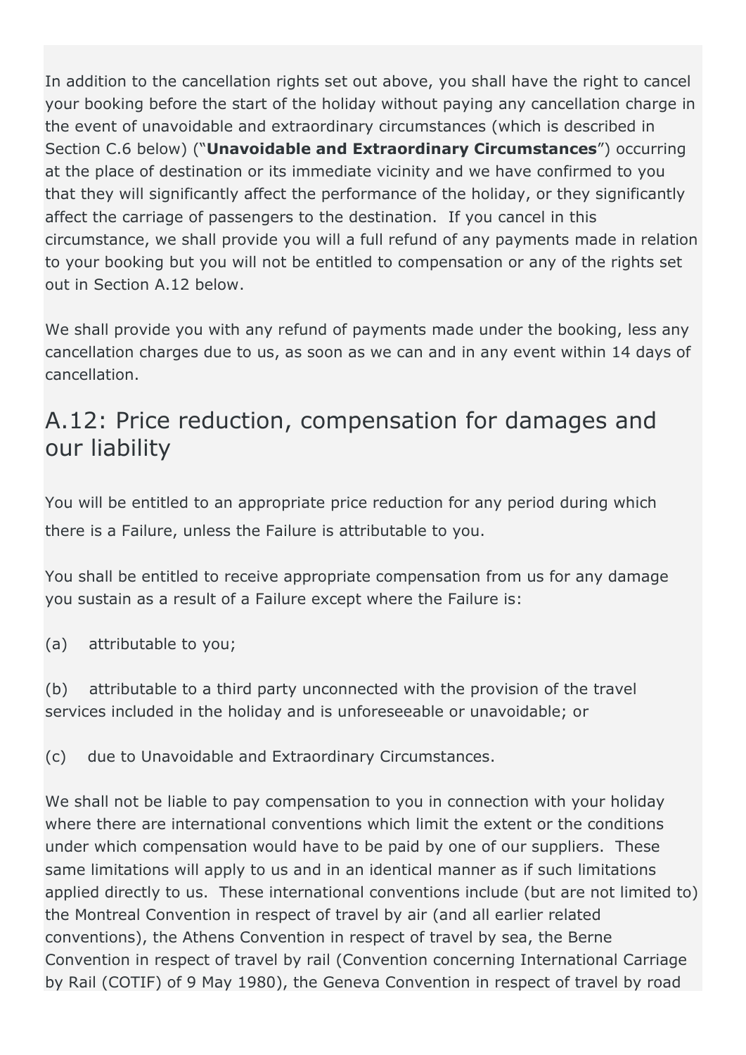In addition to the cancellation rights set out above, you shall have the right to cancel your booking before the start of the holiday without paying any cancellation charge in the event of unavoidable and extraordinary circumstances (which is described in Section C.6 below) ("**Unavoidable and Extraordinary Circumstances**") occurring at the place of destination or its immediate vicinity and we have confirmed to you that they will significantly affect the performance of the holiday, or they significantly affect the carriage of passengers to the destination.  If you cancel in this circumstance, we shall provide you will a full refund of any payments made in relation to your booking but you will not be entitled to compensation or any of the rights set out in Section A.12 below.

We shall provide you with any refund of payments made under the booking, less any cancellation charges due to us, as soon as we can and in any event within 14 days of cancellation.

## A.12: Price reduction, compensation for damages and our liability

You will be entitled to an appropriate price reduction for any period during which there is a Failure, unless the Failure is attributable to you.

You shall be entitled to receive appropriate compensation from us for any damage you sustain as a result of a Failure except where the Failure is:

(a)    attributable to you;

(b)    attributable to a third party unconnected with the provision of the travel services included in the holiday and is unforeseeable or unavoidable; or

(c)    due to Unavoidable and Extraordinary Circumstances.

We shall not be liable to pay compensation to you in connection with your holiday where there are international conventions which limit the extent or the conditions under which compensation would have to be paid by one of our suppliers.  These same limitations will apply to us and in an identical manner as if such limitations applied directly to us.  These international conventions include (but are not limited to) the Montreal Convention in respect of travel by air (and all earlier related conventions), the Athens Convention in respect of travel by sea, the Berne Convention in respect of travel by rail (Convention concerning International Carriage by Rail (COTIF) of 9 May 1980), the Geneva Convention in respect of travel by road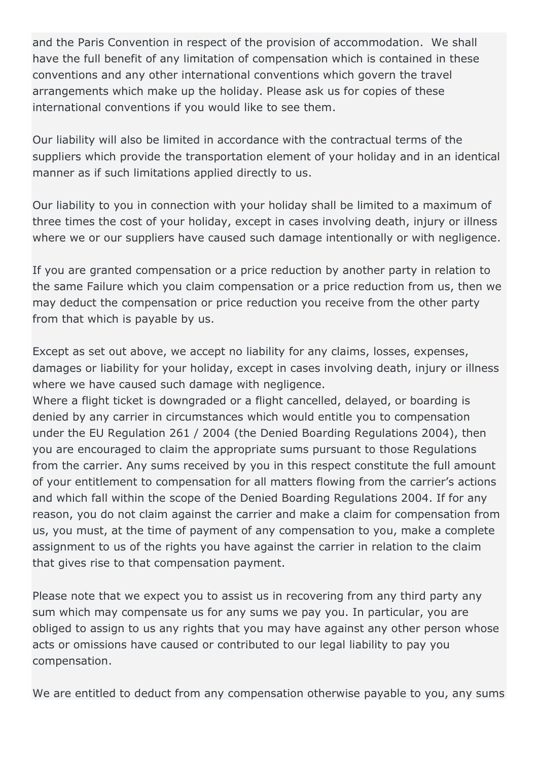and the Paris Convention in respect of the provision of accommodation. We shall have the full benefit of any limitation of compensation which is contained in these conventions and any other international conventions which govern the travel arrangements which make up the holiday. Please ask us for copies of these international conventions if you would like to see them.

Our liability will also be limited in accordance with the contractual terms of the suppliers which provide the transportation element of your holiday and in an identical manner as if such limitations applied directly to us.

Our liability to you in connection with your holiday shall be limited to a maximum of three times the cost of your holiday, except in cases involving death, injury or illness where we or our suppliers have caused such damage intentionally or with negligence.

If you are granted compensation or a price reduction by another party in relation to the same Failure which you claim compensation or a price reduction from us, then we may deduct the compensation or price reduction you receive from the other party from that which is payable by us.

Except as set out above, we accept no liability for any claims, losses, expenses, damages or liability for your holiday, except in cases involving death, injury or illness where we have caused such damage with negligence.
Where a flight ticket is downgraded or a flight cancelled, delayed, or boarding is denied by any carrier in circumstances which would entitle you to compensation under the EU Regulation 261 / 2004 (the Denied Boarding Regulations 2004), then you are encouraged to claim the appropriate sums pursuant to those Regulations from the carrier. Any sums received by you in this respect constitute the full amount of your entitlement to compensation for all matters flowing from the carrier's actions and which fall within the scope of the Denied Boarding Regulations 2004. If for any reason, you do not claim against the carrier and make a claim for compensation from us, you must, at the time of payment of any compensation to you, make a complete assignment to us of the rights you have against the carrier in relation to the claim that gives rise to that compensation payment.

Please note that we expect you to assist us in recovering from any third party any sum which may compensate us for any sums we pay you. In particular, you are obliged to assign to us any rights that you may have against any other person whose acts or omissions have caused or contributed to our legal liability to pay you compensation.

We are entitled to deduct from any compensation otherwise payable to you, any sums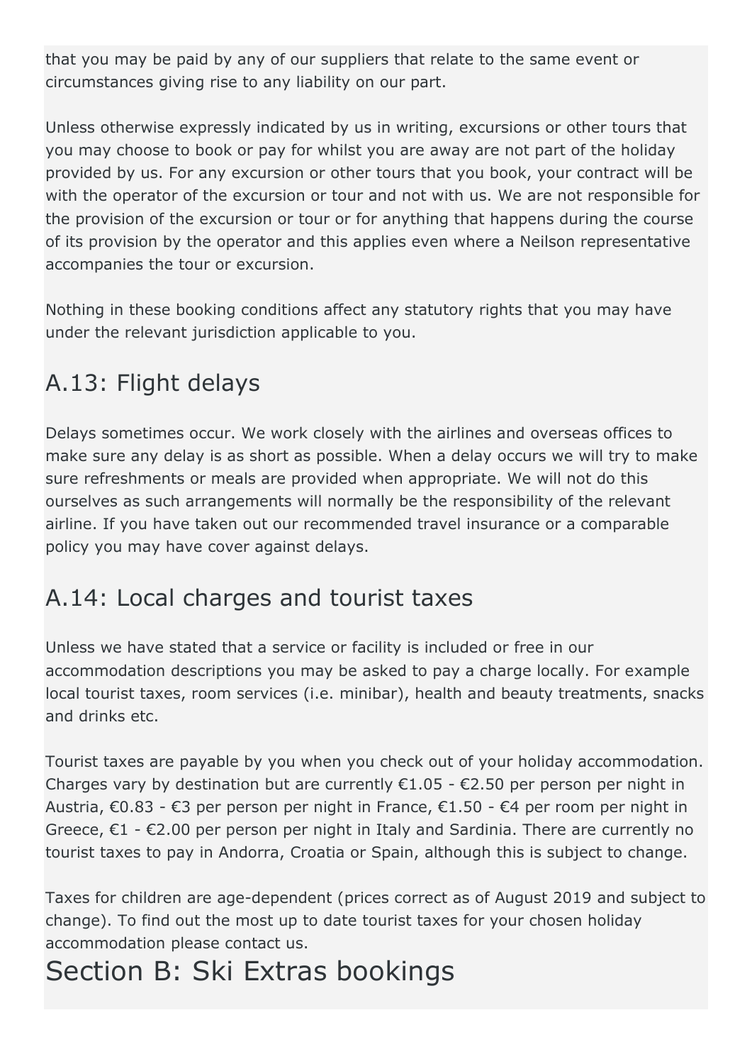that you may be paid by any of our suppliers that relate to the same event or circumstances giving rise to any liability on our part.

Unless otherwise expressly indicated by us in writing, excursions or other tours that you may choose to book or pay for whilst you are away are not part of the holiday provided by us. For any excursion or other tours that you book, your contract will be with the operator of the excursion or tour and not with us. We are not responsible for the provision of the excursion or tour or for anything that happens during the course of its provision by the operator and this applies even where a Neilson representative accompanies the tour or excursion.

Nothing in these booking conditions affect any statutory rights that you may have under the relevant jurisdiction applicable to you.

## A.13: Flight delays

Delays sometimes occur. We work closely with the airlines and overseas offices to make sure any delay is as short as possible. When a delay occurs we will try to make sure refreshments or meals are provided when appropriate. We will not do this ourselves as such arrangements will normally be the responsibility of the relevant airline. If you have taken out our recommended travel insurance or a comparable policy you may have cover against delays.

## A.14: Local charges and tourist taxes

Unless we have stated that a service or facility is included or free in our accommodation descriptions you may be asked to pay a charge locally. For example local tourist taxes, room services (i.e. minibar), health and beauty treatments, snacks and drinks etc.

Tourist taxes are payable by you when you check out of your holiday accommodation. Charges vary by destination but are currently €1.05 - €2.50 per person per night in Austria, €0.83 - €3 per person per night in France, €1.50 - €4 per room per night in Greece, €1 - €2.00 per person per night in Italy and Sardinia. There are currently no tourist taxes to pay in Andorra, Croatia or Spain, although this is subject to change.

Taxes for children are age-dependent (prices correct as of August 2019 and subject to change). To find out the most up to date tourist taxes for your chosen holiday accommodation please contact us.

# Section B: Ski Extras bookings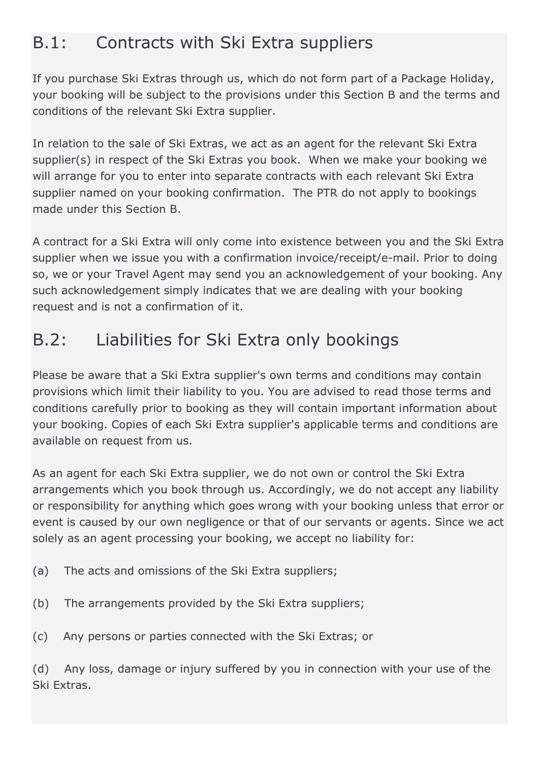## B.1: Contracts with Ski Extra suppliers

If you purchase Ski Extras through us, which do not form part of a Package Holiday, your booking will be subject to the provisions under this Section B and the terms and conditions of the relevant Ski Extra supplier.

In relation to the sale of Ski Extras, we act as an agent for the relevant Ski Extra supplier(s) in respect of the Ski Extras you book. When we make your booking we will arrange for you to enter into separate contracts with each relevant Ski Extra supplier named on your booking confirmation. The PTR do not apply to bookings made under this Section B.

A contract for a Ski Extra will only come into existence between you and the Ski Extra supplier when we issue you with a confirmation invoice/receipt/e-mail. Prior to doing so, we or your Travel Agent may send you an acknowledgement of your booking. Any such acknowledgement simply indicates that we are dealing with your booking request and is not a confirmation of it.

## B.2: Liabilities for Ski Extra only bookings

Please be aware that a Ski Extra supplier's own terms and conditions may contain provisions which limit their liability to you. You are advised to read those terms and conditions carefully prior to booking as they will contain important information about your booking. Copies of each Ski Extra supplier's applicable terms and conditions are available on request from us.

As an agent for each Ski Extra supplier, we do not own or control the Ski Extra arrangements which you book through us. Accordingly, we do not accept any liability or responsibility for anything which goes wrong with your booking unless that error or event is caused by our own negligence or that of our servants or agents. Since we act solely as an agent processing your booking, we accept no liability for:

(a) The acts and omissions of the Ski Extra suppliers;

(b) The arrangements provided by the Ski Extra suppliers;

(c) Any persons or parties connected with the Ski Extras; or

(d) Any loss, damage or injury suffered by you in connection with your use of the Ski Extras.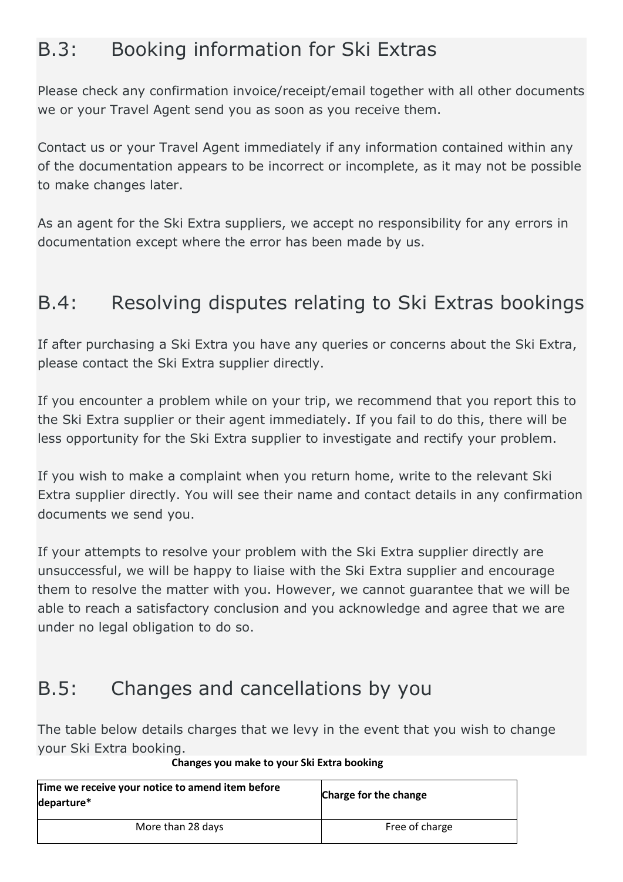## B.3: Booking information for Ski Extras

Please check any confirmation invoice/receipt/email together with all other documents we or your Travel Agent send you as soon as you receive them.

Contact us or your Travel Agent immediately if any information contained within any of the documentation appears to be incorrect or incomplete, as it may not be possible to make changes later.

As an agent for the Ski Extra suppliers, we accept no responsibility for any errors in documentation except where the error has been made by us.

## B.4: Resolving disputes relating to Ski Extras bookings

If after purchasing a Ski Extra you have any queries or concerns about the Ski Extra, please contact the Ski Extra supplier directly.

If you encounter a problem while on your trip, we recommend that you report this to the Ski Extra supplier or their agent immediately. If you fail to do this, there will be less opportunity for the Ski Extra supplier to investigate and rectify your problem.

If you wish to make a complaint when you return home, write to the relevant Ski Extra supplier directly. You will see their name and contact details in any confirmation documents we send you.

If your attempts to resolve your problem with the Ski Extra supplier directly are unsuccessful, we will be happy to liaise with the Ski Extra supplier and encourage them to resolve the matter with you. However, we cannot guarantee that we will be able to reach a satisfactory conclusion and you acknowledge and agree that we are under no legal obligation to do so.

## B.5: Changes and cancellations by you

The table below details charges that we levy in the event that you wish to change your Ski Extra booking.

**Changes you make to your Ski Extra booking**

| Time we receive your notice to amend item before departure* | Charge for the change |
|---|---|
| More than 28 days | Free of charge |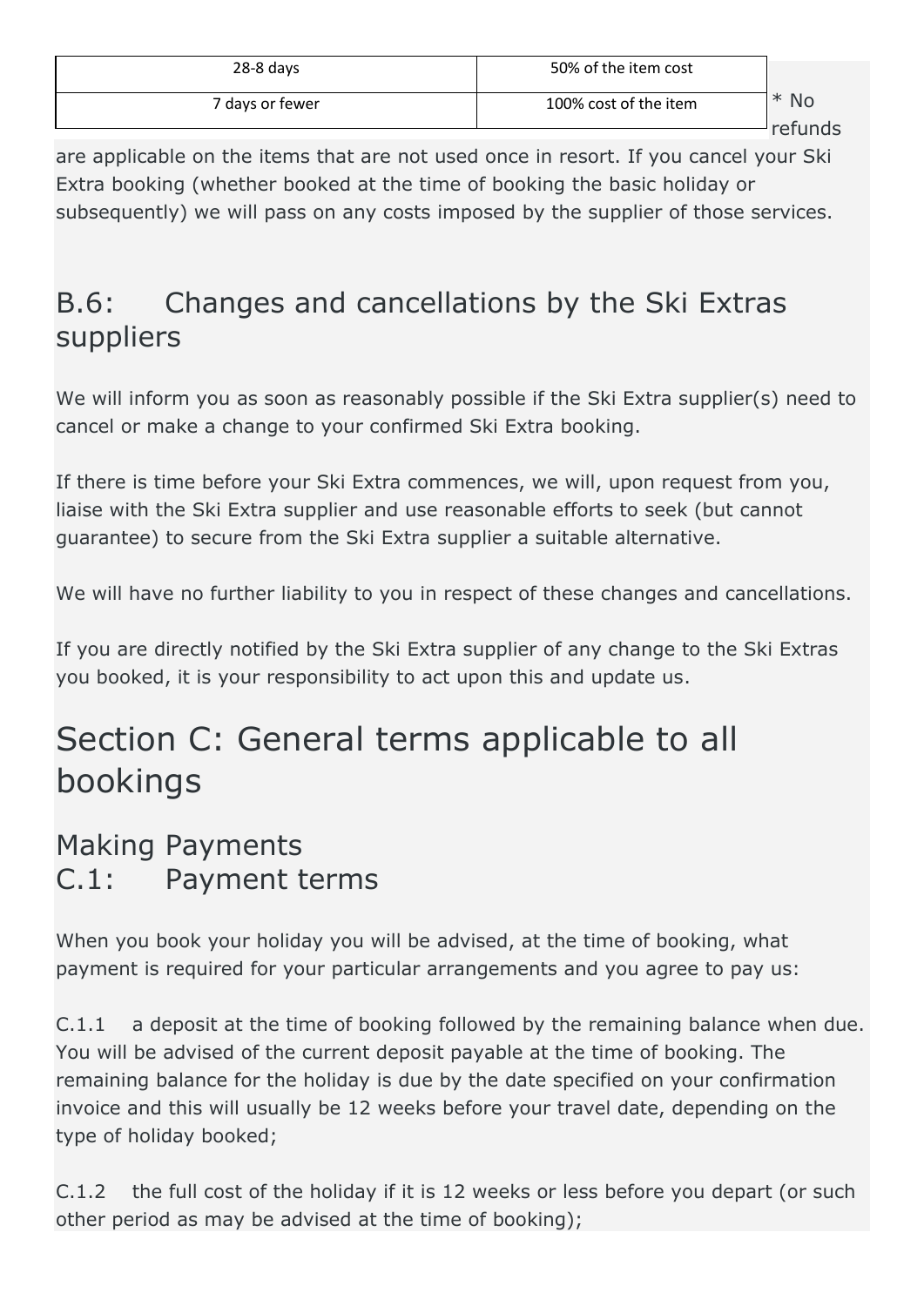| 28-8 days | 50% of the item cost |
| --- | --- |
| 7 days or fewer | 100% cost of the item |

* No refunds are applicable on the items that are not used once in resort. If you cancel your Ski Extra booking (whether booked at the time of booking the basic holiday or subsequently) we will pass on any costs imposed by the supplier of those services.

## B.6: Changes and cancellations by the Ski Extras suppliers

We will inform you as soon as reasonably possible if the Ski Extra supplier(s) need to cancel or make a change to your confirmed Ski Extra booking.

If there is time before your Ski Extra commences, we will, upon request from you, liaise with the Ski Extra supplier and use reasonable efforts to seek (but cannot guarantee) to secure from the Ski Extra supplier a suitable alternative.

We will have no further liability to you in respect of these changes and cancellations.

If you are directly notified by the Ski Extra supplier of any change to the Ski Extras you booked, it is your responsibility to act upon this and update us.

# Section C: General terms applicable to all bookings

## Making Payments

## C.1: Payment terms

When you book your holiday you will be advised, at the time of booking, what payment is required for your particular arrangements and you agree to pay us:

C.1.1 a deposit at the time of booking followed by the remaining balance when due. You will be advised of the current deposit payable at the time of booking. The remaining balance for the holiday is due by the date specified on your confirmation invoice and this will usually be 12 weeks before your travel date, depending on the type of holiday booked;

C.1.2 the full cost of the holiday if it is 12 weeks or less before you depart (or such other period as may be advised at the time of booking);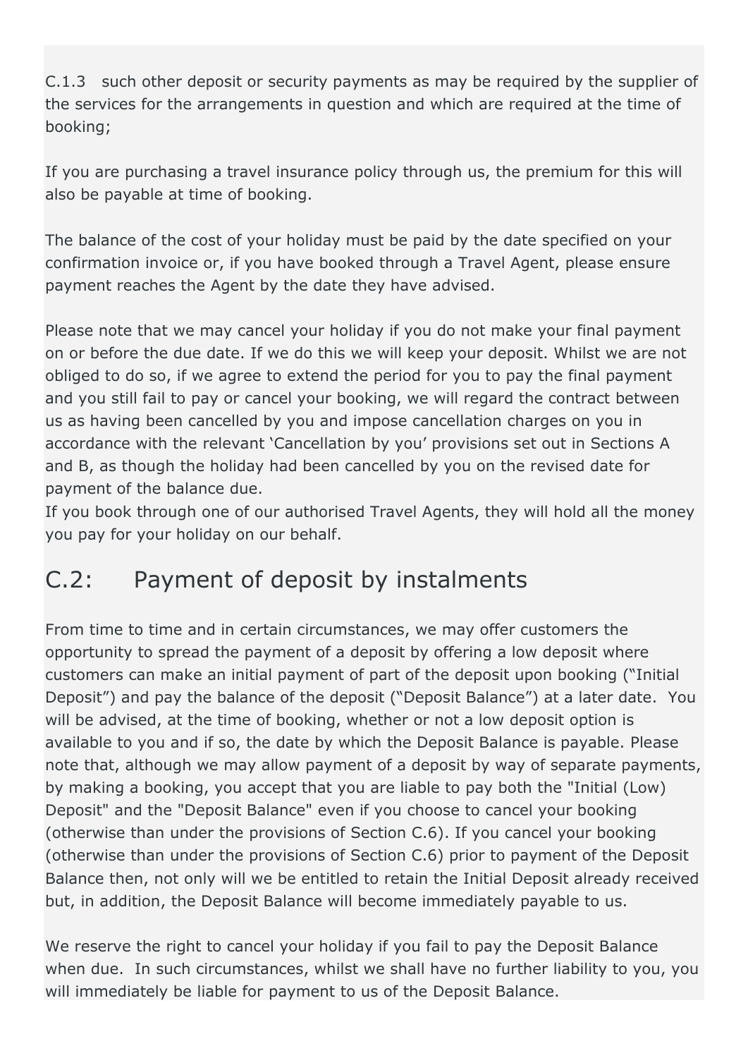C.1.3 such other deposit or security payments as may be required by the supplier of the services for the arrangements in question and which are required at the time of booking;

If you are purchasing a travel insurance policy through us, the premium for this will also be payable at time of booking.

The balance of the cost of your holiday must be paid by the date specified on your confirmation invoice or, if you have booked through a Travel Agent, please ensure payment reaches the Agent by the date they have advised.

Please note that we may cancel your holiday if you do not make your final payment on or before the due date. If we do this we will keep your deposit. Whilst we are not obliged to do so, if we agree to extend the period for you to pay the final payment and you still fail to pay or cancel your booking, we will regard the contract between us as having been cancelled by you and impose cancellation charges on you in accordance with the relevant 'Cancellation by you' provisions set out in Sections A and B, as though the holiday had been cancelled by you on the revised date for payment of the balance due.

If you book through one of our authorised Travel Agents, they will hold all the money you pay for your holiday on our behalf.

## C.2: Payment of deposit by instalments

From time to time and in certain circumstances, we may offer customers the opportunity to spread the payment of a deposit by offering a low deposit where customers can make an initial payment of part of the deposit upon booking ("Initial Deposit") and pay the balance of the deposit ("Deposit Balance") at a later date. You will be advised, at the time of booking, whether or not a low deposit option is available to you and if so, the date by which the Deposit Balance is payable. Please note that, although we may allow payment of a deposit by way of separate payments, by making a booking, you accept that you are liable to pay both the "Initial (Low) Deposit" and the "Deposit Balance" even if you choose to cancel your booking (otherwise than under the provisions of Section C.6). If you cancel your booking (otherwise than under the provisions of Section C.6) prior to payment of the Deposit Balance then, not only will we be entitled to retain the Initial Deposit already received but, in addition, the Deposit Balance will become immediately payable to us.

We reserve the right to cancel your holiday if you fail to pay the Deposit Balance when due. In such circumstances, whilst we shall have no further liability to you, you will immediately be liable for payment to us of the Deposit Balance.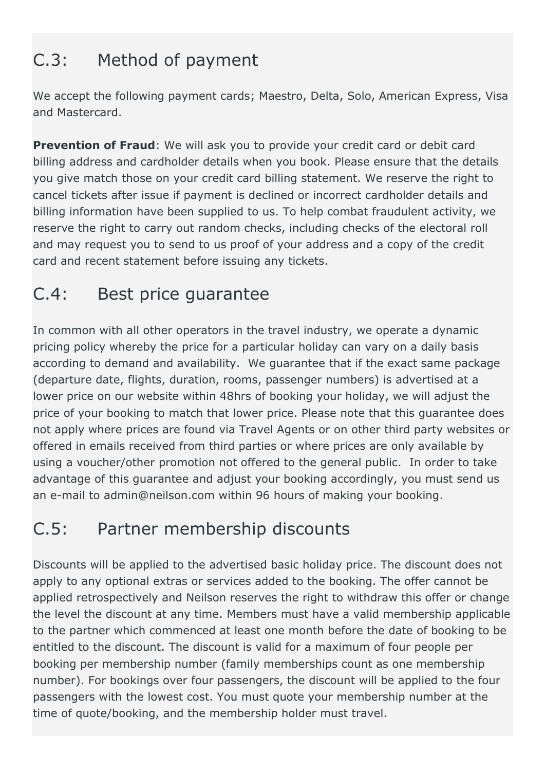## C.3: Method of payment

We accept the following payment cards; Maestro, Delta, Solo, American Express, Visa and Mastercard.

**Prevention of Fraud**: We will ask you to provide your credit card or debit card billing address and cardholder details when you book. Please ensure that the details you give match those on your credit card billing statement. We reserve the right to cancel tickets after issue if payment is declined or incorrect cardholder details and billing information have been supplied to us. To help combat fraudulent activity, we reserve the right to carry out random checks, including checks of the electoral roll and may request you to send to us proof of your address and a copy of the credit card and recent statement before issuing any tickets.

## C.4: Best price guarantee

In common with all other operators in the travel industry, we operate a dynamic pricing policy whereby the price for a particular holiday can vary on a daily basis according to demand and availability. We guarantee that if the exact same package (departure date, flights, duration, rooms, passenger numbers) is advertised at a lower price on our website within 48hrs of booking your holiday, we will adjust the price of your booking to match that lower price. Please note that this guarantee does not apply where prices are found via Travel Agents or on other third party websites or offered in emails received from third parties or where prices are only available by using a voucher/other promotion not offered to the general public. In order to take advantage of this guarantee and adjust your booking accordingly, you must send us an e-mail to admin@neilson.com within 96 hours of making your booking.

## C.5: Partner membership discounts

Discounts will be applied to the advertised basic holiday price. The discount does not apply to any optional extras or services added to the booking. The offer cannot be applied retrospectively and Neilson reserves the right to withdraw this offer or change the level the discount at any time. Members must have a valid membership applicable to the partner which commenced at least one month before the date of booking to be entitled to the discount. The discount is valid for a maximum of four people per booking per membership number (family memberships count as one membership number). For bookings over four passengers, the discount will be applied to the four passengers with the lowest cost. You must quote your membership number at the time of quote/booking, and the membership holder must travel.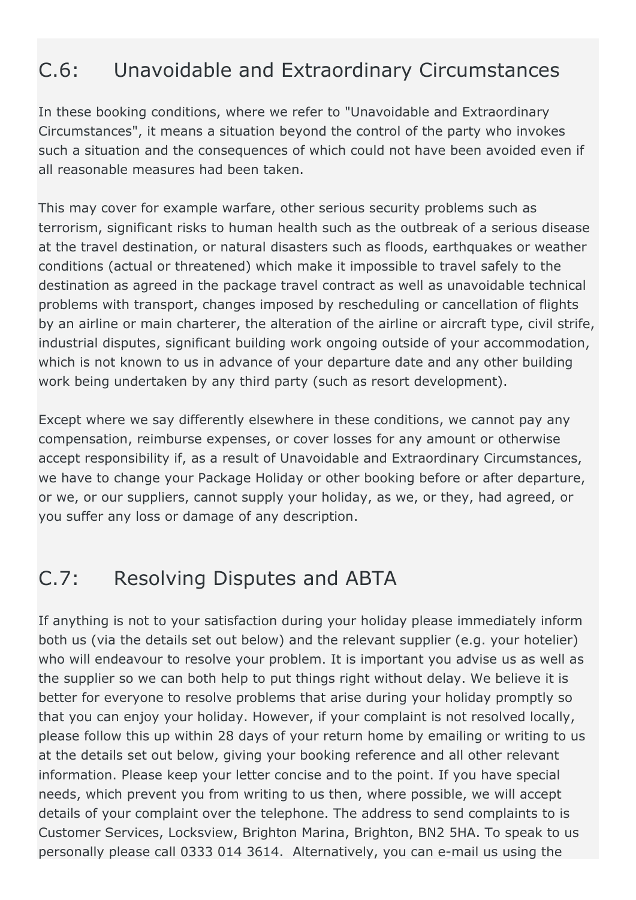## C.6: Unavoidable and Extraordinary Circumstances

In these booking conditions, where we refer to "Unavoidable and Extraordinary Circumstances", it means a situation beyond the control of the party who invokes such a situation and the consequences of which could not have been avoided even if all reasonable measures had been taken.

This may cover for example warfare, other serious security problems such as terrorism, significant risks to human health such as the outbreak of a serious disease at the travel destination, or natural disasters such as floods, earthquakes or weather conditions (actual or threatened) which make it impossible to travel safely to the destination as agreed in the package travel contract as well as unavoidable technical problems with transport, changes imposed by rescheduling or cancellation of flights by an airline or main charterer, the alteration of the airline or aircraft type, civil strife, industrial disputes, significant building work ongoing outside of your accommodation, which is not known to us in advance of your departure date and any other building work being undertaken by any third party (such as resort development).

Except where we say differently elsewhere in these conditions, we cannot pay any compensation, reimburse expenses, or cover losses for any amount or otherwise accept responsibility if, as a result of Unavoidable and Extraordinary Circumstances, we have to change your Package Holiday or other booking before or after departure, or we, or our suppliers, cannot supply your holiday, as we, or they, had agreed, or you suffer any loss or damage of any description.

## C.7: Resolving Disputes and ABTA

If anything is not to your satisfaction during your holiday please immediately inform both us (via the details set out below) and the relevant supplier (e.g. your hotelier) who will endeavour to resolve your problem. It is important you advise us as well as the supplier so we can both help to put things right without delay. We believe it is better for everyone to resolve problems that arise during your holiday promptly so that you can enjoy your holiday. However, if your complaint is not resolved locally, please follow this up within 28 days of your return home by emailing or writing to us at the details set out below, giving your booking reference and all other relevant information. Please keep your letter concise and to the point. If you have special needs, which prevent you from writing to us then, where possible, we will accept details of your complaint over the telephone. The address to send complaints to is Customer Services, Locksview, Brighton Marina, Brighton, BN2 5HA. To speak to us personally please call 0333 014 3614. Alternatively, you can e-mail us using the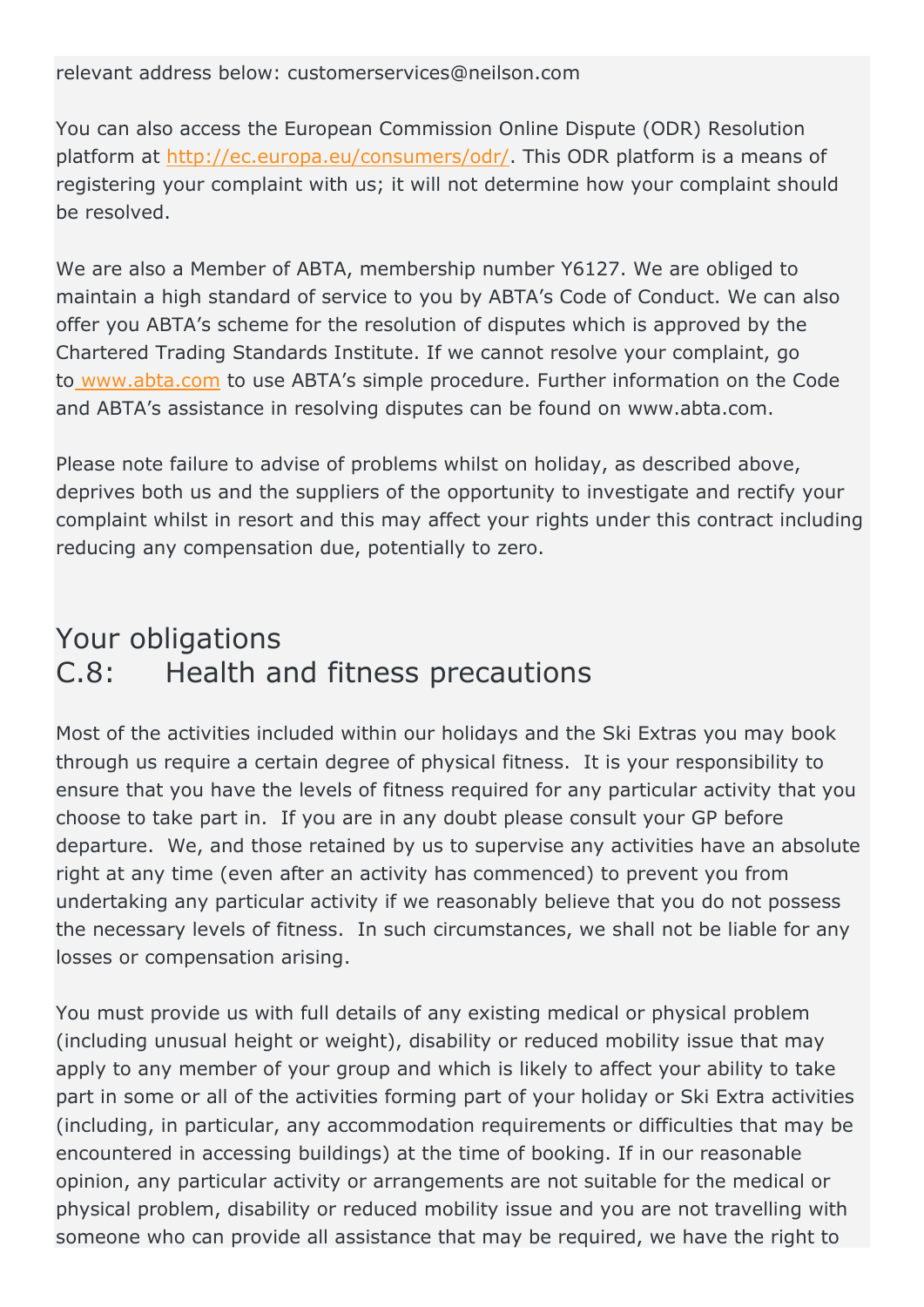relevant address below: customerservices@neilson.com

You can also access the European Commission Online Dispute (ODR) Resolution platform at [http://ec.europa.eu/consumers/odr/](http://ec.europa.eu/consumers/odr/). This ODR platform is a means of registering your complaint with us; it will not determine how your complaint should be resolved.

We are also a Member of ABTA, membership number Y6127. We are obliged to maintain a high standard of service to you by ABTA's Code of Conduct. We can also offer you ABTA's scheme for the resolution of disputes which is approved by the Chartered Trading Standards Institute. If we cannot resolve your complaint, go to [www.abta.com](http://www.abta.com) to use ABTA's simple procedure. Further information on the Code and ABTA's assistance in resolving disputes can be found on www.abta.com.

Please note failure to advise of problems whilst on holiday, as described above, deprives both us and the suppliers of the opportunity to investigate and rectify your complaint whilst in resort and this may affect your rights under this contract including reducing any compensation due, potentially to zero.

## Your obligations

## C.8: Health and fitness precautions

Most of the activities included within our holidays and the Ski Extras you may book through us require a certain degree of physical fitness. It is your responsibility to ensure that you have the levels of fitness required for any particular activity that you choose to take part in. If you are in any doubt please consult your GP before departure. We, and those retained by us to supervise any activities have an absolute right at any time (even after an activity has commenced) to prevent you from undertaking any particular activity if we reasonably believe that you do not possess the necessary levels of fitness. In such circumstances, we shall not be liable for any losses or compensation arising.

You must provide us with full details of any existing medical or physical problem (including unusual height or weight), disability or reduced mobility issue that may apply to any member of your group and which is likely to affect your ability to take part in some or all of the activities forming part of your holiday or Ski Extra activities (including, in particular, any accommodation requirements or difficulties that may be encountered in accessing buildings) at the time of booking. If in our reasonable opinion, any particular activity or arrangements are not suitable for the medical or physical problem, disability or reduced mobility issue and you are not travelling with someone who can provide all assistance that may be required, we have the right to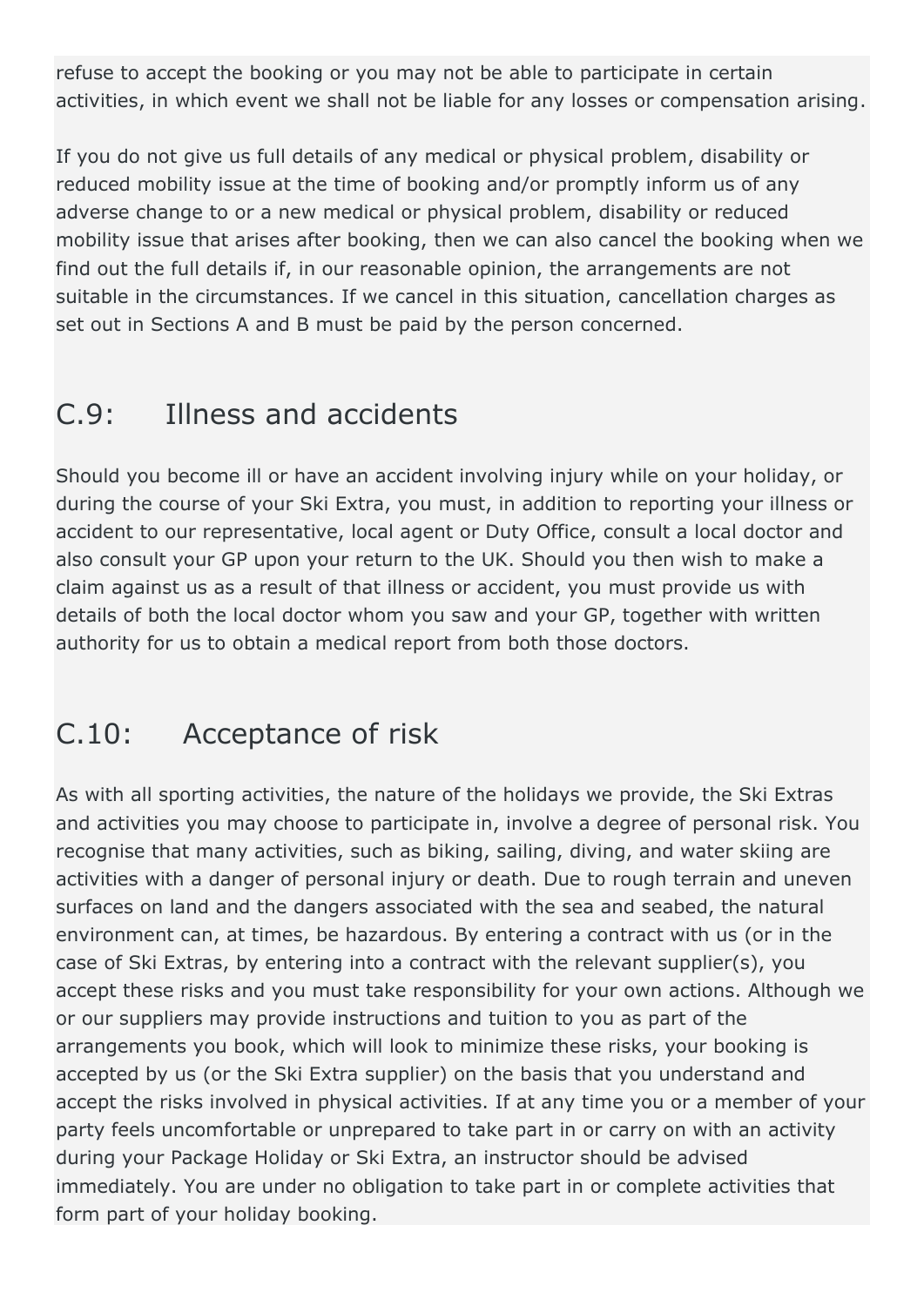refuse to accept the booking or you may not be able to participate in certain activities, in which event we shall not be liable for any losses or compensation arising.

If you do not give us full details of any medical or physical problem, disability or reduced mobility issue at the time of booking and/or promptly inform us of any adverse change to or a new medical or physical problem, disability or reduced mobility issue that arises after booking, then we can also cancel the booking when we find out the full details if, in our reasonable opinion, the arrangements are not suitable in the circumstances. If we cancel in this situation, cancellation charges as set out in Sections A and B must be paid by the person concerned.

## C.9: Illness and accidents

Should you become ill or have an accident involving injury while on your holiday, or during the course of your Ski Extra, you must, in addition to reporting your illness or accident to our representative, local agent or Duty Office, consult a local doctor and also consult your GP upon your return to the UK. Should you then wish to make a claim against us as a result of that illness or accident, you must provide us with details of both the local doctor whom you saw and your GP, together with written authority for us to obtain a medical report from both those doctors.

## C.10: Acceptance of risk

As with all sporting activities, the nature of the holidays we provide, the Ski Extras and activities you may choose to participate in, involve a degree of personal risk. You recognise that many activities, such as biking, sailing, diving, and water skiing are activities with a danger of personal injury or death. Due to rough terrain and uneven surfaces on land and the dangers associated with the sea and seabed, the natural environment can, at times, be hazardous. By entering a contract with us (or in the case of Ski Extras, by entering into a contract with the relevant supplier(s), you accept these risks and you must take responsibility for your own actions. Although we or our suppliers may provide instructions and tuition to you as part of the arrangements you book, which will look to minimize these risks, your booking is accepted by us (or the Ski Extra supplier) on the basis that you understand and accept the risks involved in physical activities. If at any time you or a member of your party feels uncomfortable or unprepared to take part in or carry on with an activity during your Package Holiday or Ski Extra, an instructor should be advised immediately. You are under no obligation to take part in or complete activities that form part of your holiday booking.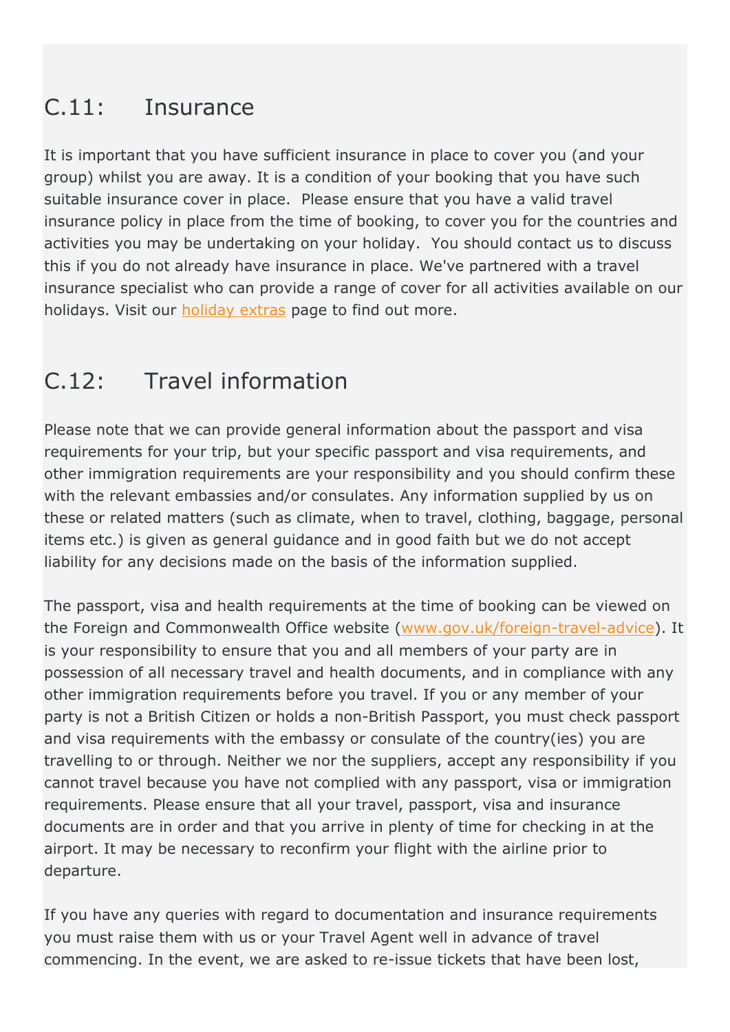## C.11: Insurance

It is important that you have sufficient insurance in place to cover you (and your group) whilst you are away. It is a condition of your booking that you have such suitable insurance cover in place. Please ensure that you have a valid travel insurance policy in place from the time of booking, to cover you for the countries and activities you may be undertaking on your holiday. You should contact us to discuss this if you do not already have insurance in place. We've partnered with a travel insurance specialist who can provide a range of cover for all activities available on our holidays. Visit our holiday extras page to find out more.

## C.12: Travel information

Please note that we can provide general information about the passport and visa requirements for your trip, but your specific passport and visa requirements, and other immigration requirements are your responsibility and you should confirm these with the relevant embassies and/or consulates. Any information supplied by us on these or related matters (such as climate, when to travel, clothing, baggage, personal items etc.) is given as general guidance and in good faith but we do not accept liability for any decisions made on the basis of the information supplied.

The passport, visa and health requirements at the time of booking can be viewed on the Foreign and Commonwealth Office website (www.gov.uk/foreign-travel-advice). It is your responsibility to ensure that you and all members of your party are in possession of all necessary travel and health documents, and in compliance with any other immigration requirements before you travel. If you or any member of your party is not a British Citizen or holds a non-British Passport, you must check passport and visa requirements with the embassy or consulate of the country(ies) you are travelling to or through. Neither we nor the suppliers, accept any responsibility if you cannot travel because you have not complied with any passport, visa or immigration requirements. Please ensure that all your travel, passport, visa and insurance documents are in order and that you arrive in plenty of time for checking in at the airport. It may be necessary to reconfirm your flight with the airline prior to departure.

If you have any queries with regard to documentation and insurance requirements you must raise them with us or your Travel Agent well in advance of travel commencing. In the event, we are asked to re-issue tickets that have been lost,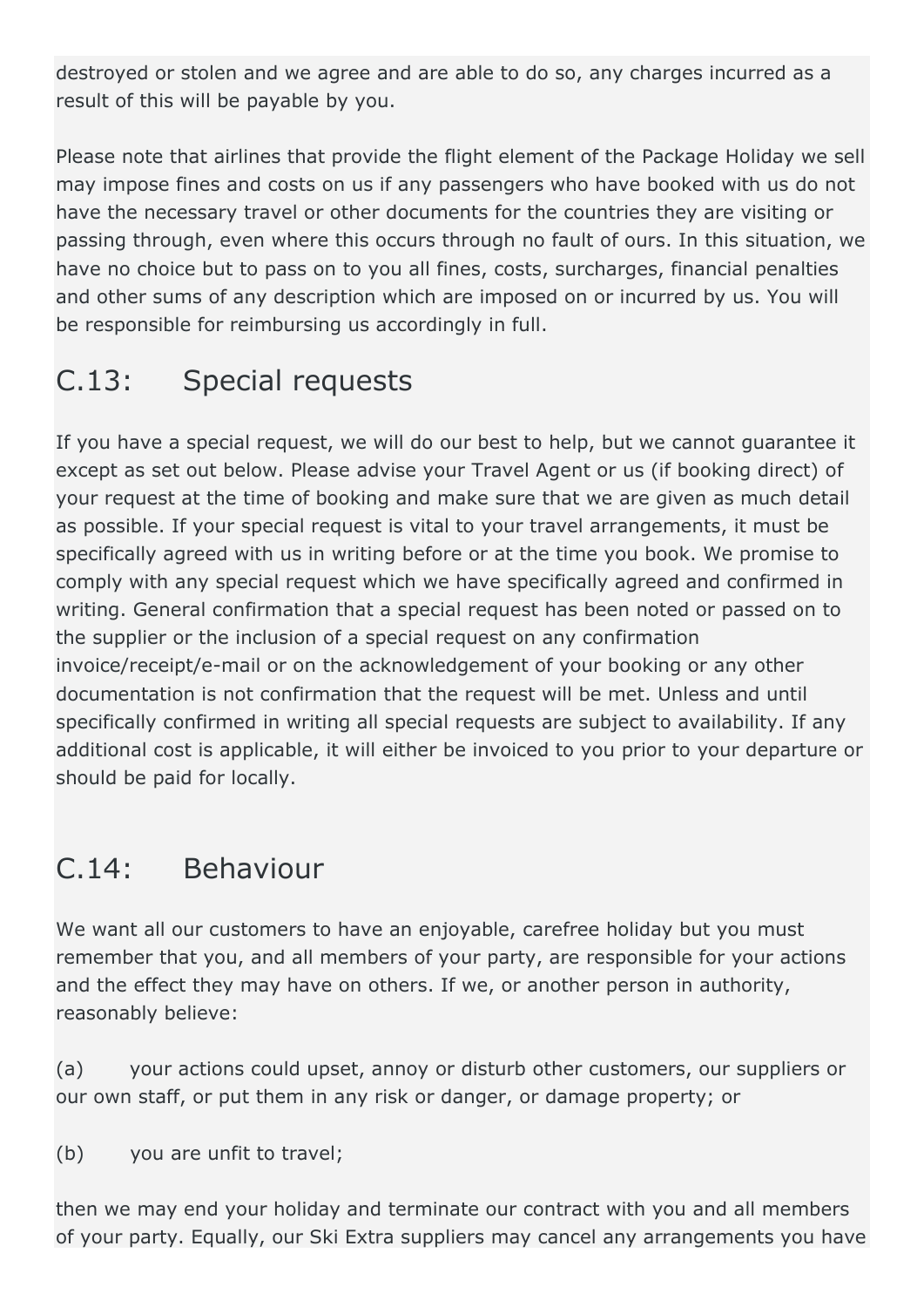destroyed or stolen and we agree and are able to do so, any charges incurred as a result of this will be payable by you.

Please note that airlines that provide the flight element of the Package Holiday we sell may impose fines and costs on us if any passengers who have booked with us do not have the necessary travel or other documents for the countries they are visiting or passing through, even where this occurs through no fault of ours. In this situation, we have no choice but to pass on to you all fines, costs, surcharges, financial penalties and other sums of any description which are imposed on or incurred by us. You will be responsible for reimbursing us accordingly in full.

## C.13: Special requests

If you have a special request, we will do our best to help, but we cannot guarantee it except as set out below. Please advise your Travel Agent or us (if booking direct) of your request at the time of booking and make sure that we are given as much detail as possible. If your special request is vital to your travel arrangements, it must be specifically agreed with us in writing before or at the time you book. We promise to comply with any special request which we have specifically agreed and confirmed in writing. General confirmation that a special request has been noted or passed on to the supplier or the inclusion of a special request on any confirmation invoice/receipt/e-mail or on the acknowledgement of your booking or any other documentation is not confirmation that the request will be met. Unless and until specifically confirmed in writing all special requests are subject to availability. If any additional cost is applicable, it will either be invoiced to you prior to your departure or should be paid for locally.

## C.14: Behaviour

We want all our customers to have an enjoyable, carefree holiday but you must remember that you, and all members of your party, are responsible for your actions and the effect they may have on others. If we, or another person in authority, reasonably believe:

(a) your actions could upset, annoy or disturb other customers, our suppliers or our own staff, or put them in any risk or danger, or damage property; or

(b) you are unfit to travel;

then we may end your holiday and terminate our contract with you and all members of your party. Equally, our Ski Extra suppliers may cancel any arrangements you have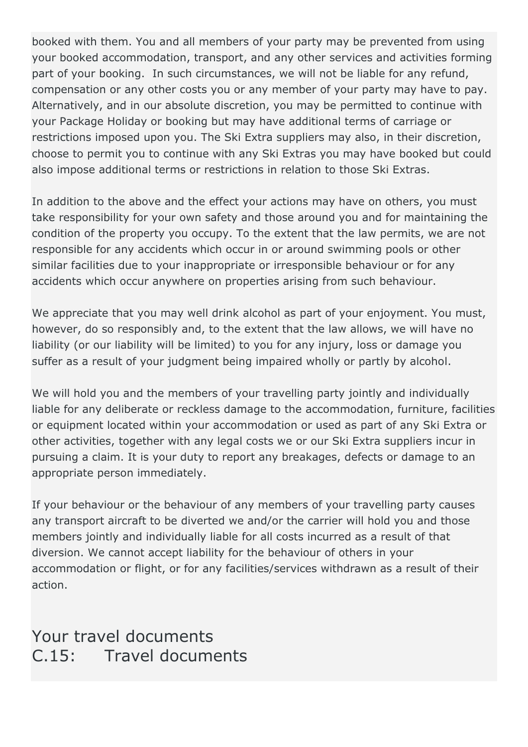booked with them. You and all members of your party may be prevented from using your booked accommodation, transport, and any other services and activities forming part of your booking.  In such circumstances, we will not be liable for any refund, compensation or any other costs you or any member of your party may have to pay. Alternatively, and in our absolute discretion, you may be permitted to continue with your Package Holiday or booking but may have additional terms of carriage or restrictions imposed upon you. The Ski Extra suppliers may also, in their discretion, choose to permit you to continue with any Ski Extras you may have booked but could also impose additional terms or restrictions in relation to those Ski Extras.

In addition to the above and the effect your actions may have on others, you must take responsibility for your own safety and those around you and for maintaining the condition of the property you occupy. To the extent that the law permits, we are not responsible for any accidents which occur in or around swimming pools or other similar facilities due to your inappropriate or irresponsible behaviour or for any accidents which occur anywhere on properties arising from such behaviour.

We appreciate that you may well drink alcohol as part of your enjoyment. You must, however, do so responsibly and, to the extent that the law allows, we will have no liability (or our liability will be limited) to you for any injury, loss or damage you suffer as a result of your judgment being impaired wholly or partly by alcohol.

We will hold you and the members of your travelling party jointly and individually liable for any deliberate or reckless damage to the accommodation, furniture, facilities or equipment located within your accommodation or used as part of any Ski Extra or other activities, together with any legal costs we or our Ski Extra suppliers incur in pursuing a claim. It is your duty to report any breakages, defects or damage to an appropriate person immediately.

If your behaviour or the behaviour of any members of your travelling party causes any transport aircraft to be diverted we and/or the carrier will hold you and those members jointly and individually liable for all costs incurred as a result of that diversion. We cannot accept liability for the behaviour of others in your accommodation or flight, or for any facilities/services withdrawn as a result of their action.

## Your travel documents
## C.15: Travel documents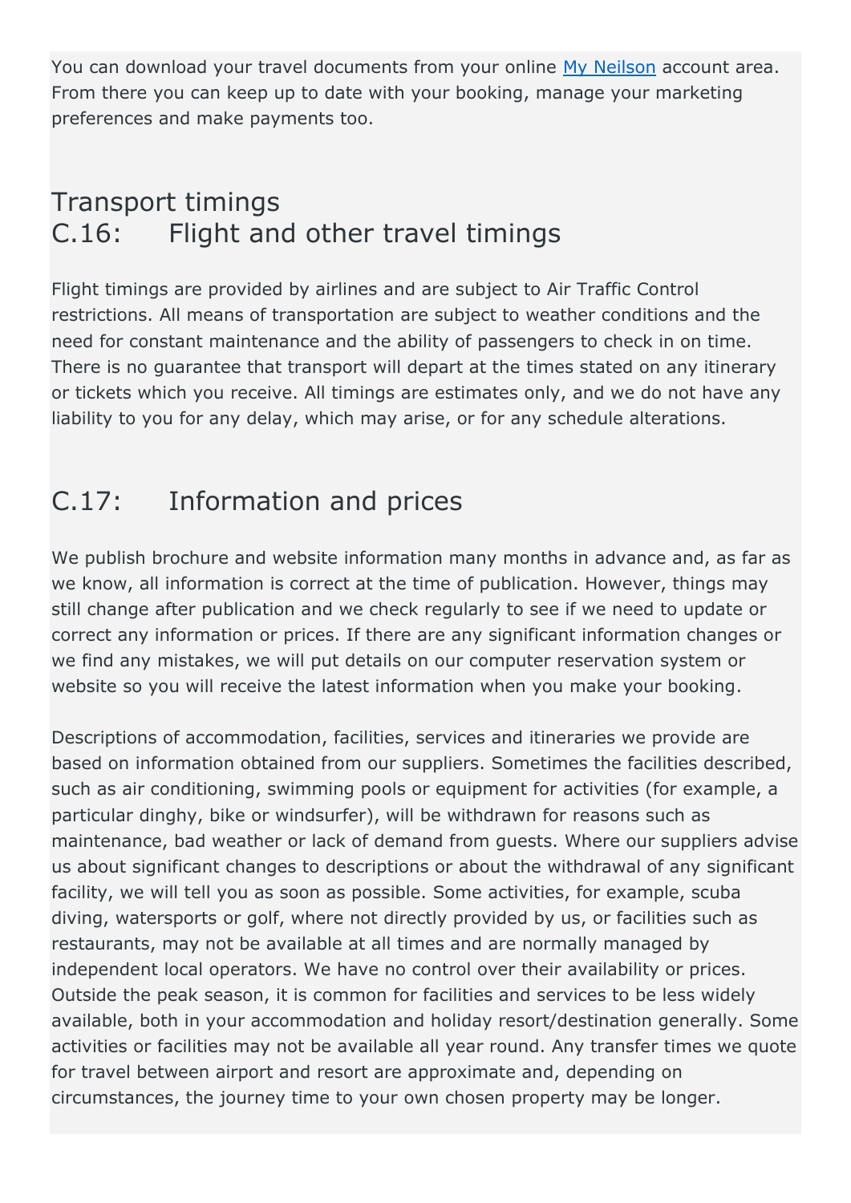You can download your travel documents from your online [My Neilson](#) account area. From there you can keep up to date with your booking, manage your marketing preferences and make payments too.

## Transport timings

## C.16: Flight and other travel timings

Flight timings are provided by airlines and are subject to Air Traffic Control restrictions. All means of transportation are subject to weather conditions and the need for constant maintenance and the ability of passengers to check in on time. There is no guarantee that transport will depart at the times stated on any itinerary or tickets which you receive. All timings are estimates only, and we do not have any liability to you for any delay, which may arise, or for any schedule alterations.

## C.17: Information and prices

We publish brochure and website information many months in advance and, as far as we know, all information is correct at the time of publication. However, things may still change after publication and we check regularly to see if we need to update or correct any information or prices. If there are any significant information changes or we find any mistakes, we will put details on our computer reservation system or website so you will receive the latest information when you make your booking.

Descriptions of accommodation, facilities, services and itineraries we provide are based on information obtained from our suppliers. Sometimes the facilities described, such as air conditioning, swimming pools or equipment for activities (for example, a particular dinghy, bike or windsurfer), will be withdrawn for reasons such as maintenance, bad weather or lack of demand from guests. Where our suppliers advise us about significant changes to descriptions or about the withdrawal of any significant facility, we will tell you as soon as possible. Some activities, for example, scuba diving, watersports or golf, where not directly provided by us, or facilities such as restaurants, may not be available at all times and are normally managed by independent local operators. We have no control over their availability or prices. Outside the peak season, it is common for facilities and services to be less widely available, both in your accommodation and holiday resort/destination generally. Some activities or facilities may not be available all year round. Any transfer times we quote for travel between airport and resort are approximate and, depending on circumstances, the journey time to your own chosen property may be longer.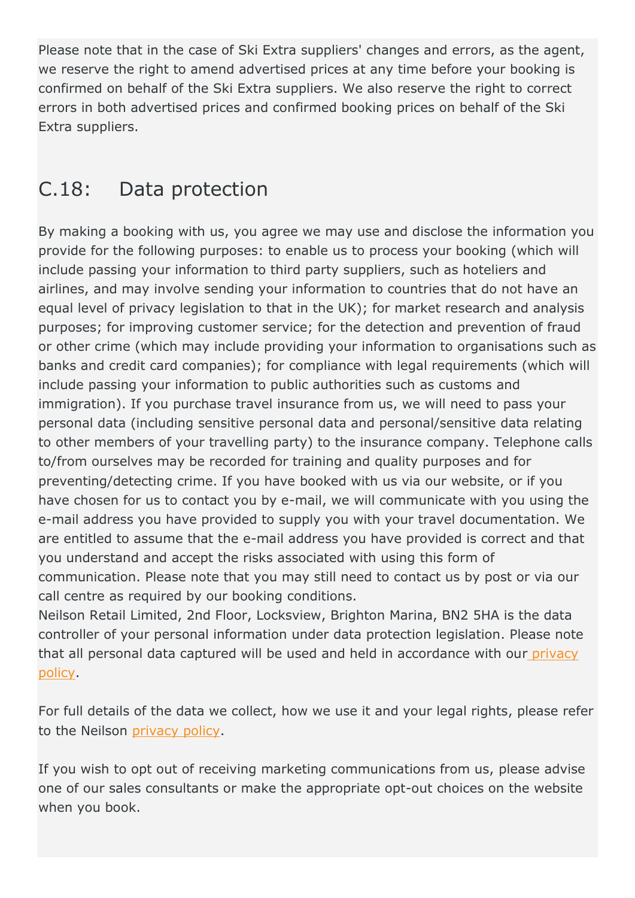Please note that in the case of Ski Extra suppliers' changes and errors, as the agent, we reserve the right to amend advertised prices at any time before your booking is confirmed on behalf of the Ski Extra suppliers. We also reserve the right to correct errors in both advertised prices and confirmed booking prices on behalf of the Ski Extra suppliers.

## C.18: Data protection

By making a booking with us, you agree we may use and disclose the information you provide for the following purposes: to enable us to process your booking (which will include passing your information to third party suppliers, such as hoteliers and airlines, and may involve sending your information to countries that do not have an equal level of privacy legislation to that in the UK); for market research and analysis purposes; for improving customer service; for the detection and prevention of fraud or other crime (which may include providing your information to organisations such as banks and credit card companies); for compliance with legal requirements (which will include passing your information to public authorities such as customs and immigration). If you purchase travel insurance from us, we will need to pass your personal data (including sensitive personal data and personal/sensitive data relating to other members of your travelling party) to the insurance company. Telephone calls to/from ourselves may be recorded for training and quality purposes and for preventing/detecting crime. If you have booked with us via our website, or if you have chosen for us to contact you by e-mail, we will communicate with you using the e-mail address you have provided to supply you with your travel documentation. We are entitled to assume that the e-mail address you have provided is correct and that you understand and accept the risks associated with using this form of communication. Please note that you may still need to contact us by post or via our call centre as required by our booking conditions.
Neilson Retail Limited, 2nd Floor, Locksview, Brighton Marina, BN2 5HA is the data controller of your personal information under data protection legislation. Please note that all personal data captured will be used and held in accordance with our privacy policy.

For full details of the data we collect, how we use it and your legal rights, please refer to the Neilson privacy policy.

If you wish to opt out of receiving marketing communications from us, please advise one of our sales consultants or make the appropriate opt-out choices on the website when you book.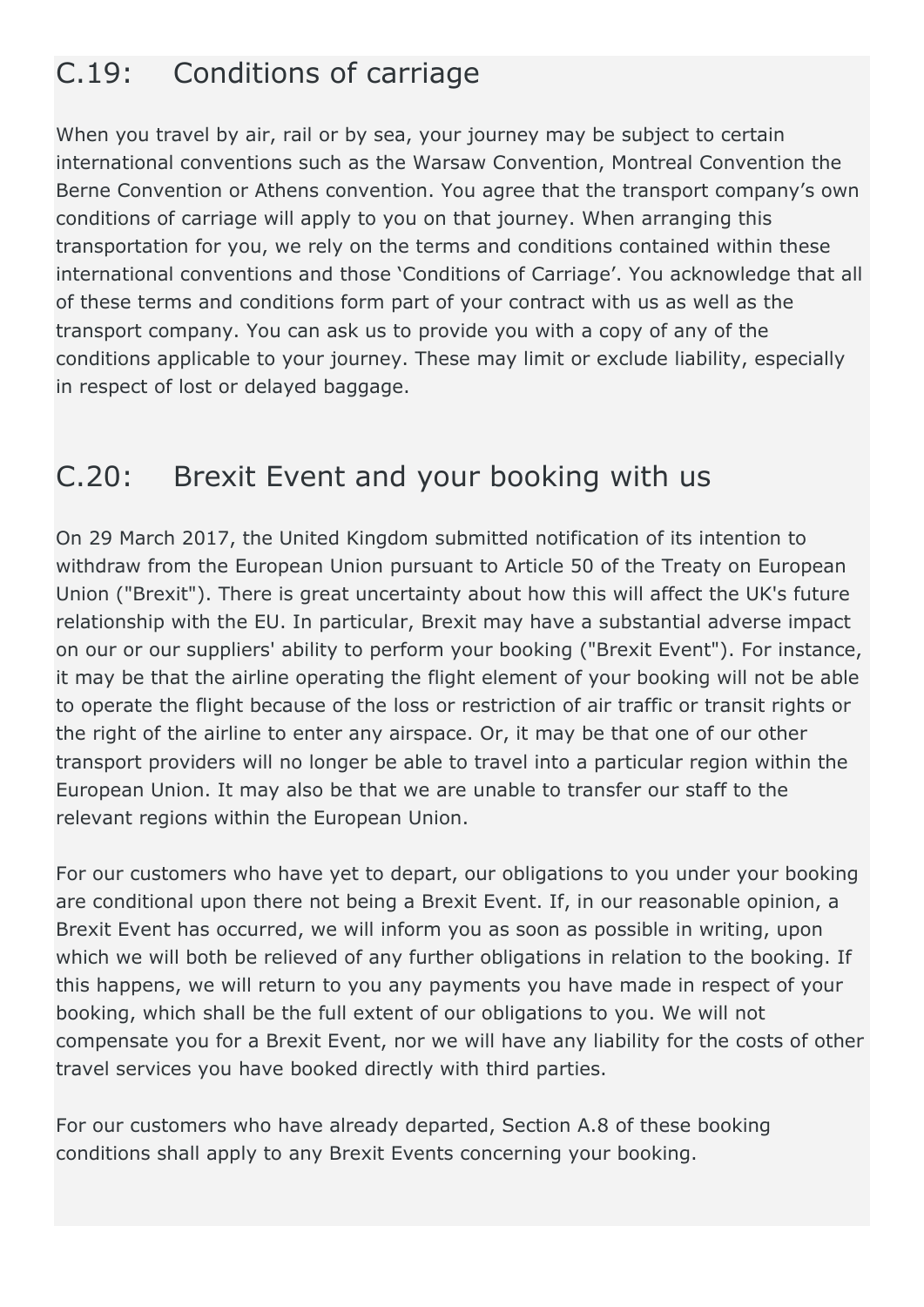## C.19: Conditions of carriage

When you travel by air, rail or by sea, your journey may be subject to certain international conventions such as the Warsaw Convention, Montreal Convention the Berne Convention or Athens convention. You agree that the transport company's own conditions of carriage will apply to you on that journey. When arranging this transportation for you, we rely on the terms and conditions contained within these international conventions and those 'Conditions of Carriage'. You acknowledge that all of these terms and conditions form part of your contract with us as well as the transport company. You can ask us to provide you with a copy of any of the conditions applicable to your journey. These may limit or exclude liability, especially in respect of lost or delayed baggage.

## C.20: Brexit Event and your booking with us

On 29 March 2017, the United Kingdom submitted notification of its intention to withdraw from the European Union pursuant to Article 50 of the Treaty on European Union ("Brexit"). There is great uncertainty about how this will affect the UK's future relationship with the EU. In particular, Brexit may have a substantial adverse impact on our or our suppliers' ability to perform your booking ("Brexit Event"). For instance, it may be that the airline operating the flight element of your booking will not be able to operate the flight because of the loss or restriction of air traffic or transit rights or the right of the airline to enter any airspace. Or, it may be that one of our other transport providers will no longer be able to travel into a particular region within the European Union. It may also be that we are unable to transfer our staff to the relevant regions within the European Union.

For our customers who have yet to depart, our obligations to you under your booking are conditional upon there not being a Brexit Event. If, in our reasonable opinion, a Brexit Event has occurred, we will inform you as soon as possible in writing, upon which we will both be relieved of any further obligations in relation to the booking. If this happens, we will return to you any payments you have made in respect of your booking, which shall be the full extent of our obligations to you. We will not compensate you for a Brexit Event, nor we will have any liability for the costs of other travel services you have booked directly with third parties.

For our customers who have already departed, Section A.8 of these booking conditions shall apply to any Brexit Events concerning your booking.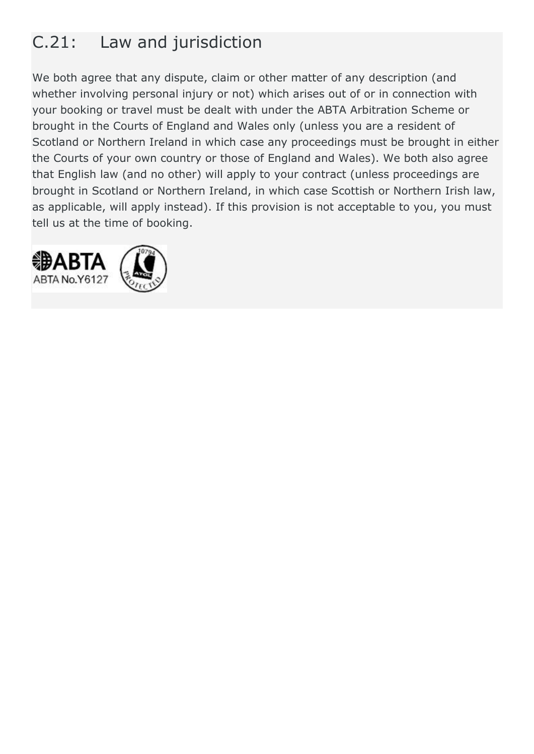## C.21: Law and jurisdiction

We both agree that any dispute, claim or other matter of any description (and whether involving personal injury or not) which arises out of or in connection with your booking or travel must be dealt with under the ABTA Arbitration Scheme or brought in the Courts of England and Wales only (unless you are a resident of Scotland or Northern Ireland in which case any proceedings must be brought in either the Courts of your own country or those of England and Wales). We both also agree that English law (and no other) will apply to your contract (unless proceedings are brought in Scotland or Northern Ireland, in which case Scottish or Northern Irish law, as applicable, will apply instead). If this provision is not acceptable to you, you must tell us at the time of booking.

ABTA No.Y6127